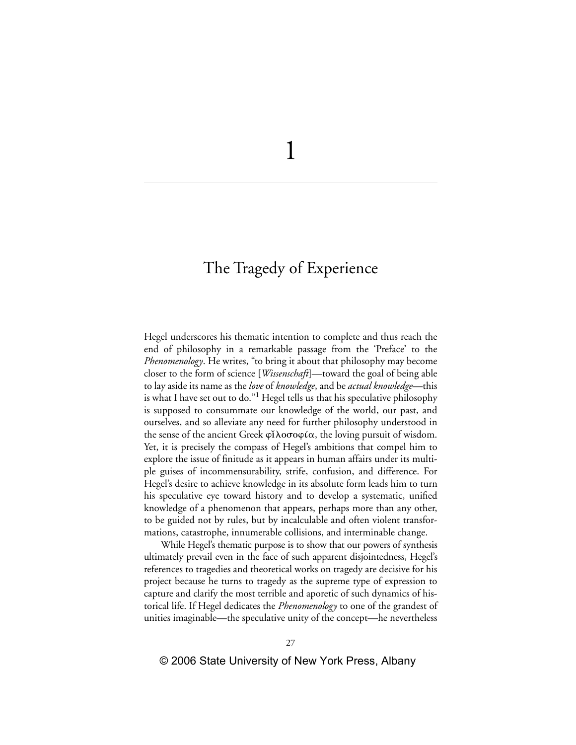# 1

## The Tragedy of Experience

Hegel underscores his thematic intention to complete and thus reach the end of philosophy in a remarkable passage from the 'Preface' to the *Phenomenology*. He writes, "to bring it about that philosophy may become closer to the form of science [*Wissenschaft*]—toward the goal of being able to lay aside its name as the *love* of *knowledge*, and be *actual knowledge*—this is what I have set out to do."[1] Hegel tells us that his speculative philosophy is supposed to consummate our knowledge of the world, our past, and ourselves, and so alleviate any need for further philosophy understood in the sense of the ancient Greek φῐλοσοφία, the loving pursuit of wisdom. Yet, it is precisely the compass of Hegel's ambitions that compel him to explore the issue of finitude as it appears in human affairs under its multiple guises of incommensurability, strife, confusion, and difference. For Hegel's desire to achieve knowledge in its absolute form leads him to turn his speculative eye toward history and to develop a systematic, unified knowledge of a phenomenon that appears, perhaps more than any other, to be guided not by rules, but by incalculable and often violent transformations, catastrophe, innumerable collisions, and interminable change.

While Hegel's thematic purpose is to show that our powers of synthesis ultimately prevail even in the face of such apparent disjointedness, Hegel's references to tragedies and theoretical works on tragedy are decisive for his project because he turns to tragedy as the supreme type of expression to capture and clarify the most terrible and aporetic of such dynamics of historical life. If Hegel dedicates the *Phenomenology* to one of the grandest of unities imaginable—the speculative unity of the concept—he nevertheless

© 2006 State University of New York Press, Albany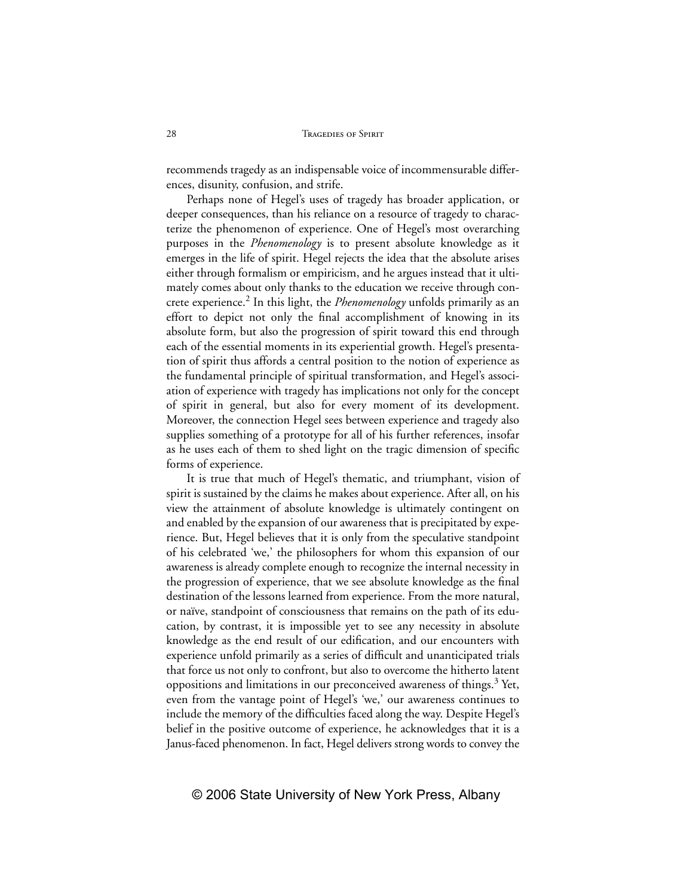recommends tragedy as an indispensable voice of incommensurable differences, disunity, confusion, and strife.

Perhaps none of Hegel's uses of tragedy has broader application, or deeper consequences, than his reliance on a resource of tragedy to characterize the phenomenon of experience. One of Hegel's most overarching purposes in the *Phenomenology* is to present absolute knowledge as it emerges in the life of spirit. Hegel rejects the idea that the absolute arises either through formalism or empiricism, and he argues instead that it ultimately comes about only thanks to the education we receive through concrete experience.[2] In this light, the *Phenomenology* unfolds primarily as an effort to depict not only the final accomplishment of knowing in its absolute form, but also the progression of spirit toward this end through each of the essential moments in its experiential growth. Hegel's presentation of spirit thus affords a central position to the notion of experience as the fundamental principle of spiritual transformation, and Hegel's association of experience with tragedy has implications not only for the concept of spirit in general, but also for every moment of its development. Moreover, the connection Hegel sees between experience and tragedy also supplies something of a prototype for all of his further references, insofar as he uses each of them to shed light on the tragic dimension of specific forms of experience.

It is true that much of Hegel's thematic, and triumphant, vision of spirit is sustained by the claims he makes about experience. After all, on his view the attainment of absolute knowledge is ultimately contingent on and enabled by the expansion of our awareness that is precipitated by experience. But, Hegel believes that it is only from the speculative standpoint of his celebrated 'we,' the philosophers for whom this expansion of our awareness is already complete enough to recognize the internal necessity in the progression of experience, that we see absolute knowledge as the final destination of the lessons learned from experience. From the more natural, or naïve, standpoint of consciousness that remains on the path of its education, by contrast, it is impossible yet to see any necessity in absolute knowledge as the end result of our edification, and our encounters with experience unfold primarily as a series of difficult and unanticipated trials that force us not only to confront, but also to overcome the hitherto latent oppositions and limitations in our preconceived awareness of things.[3] Yet, even from the vantage point of Hegel's 'we,' our awareness continues to include the memory of the difficulties faced along the way. Despite Hegel's belief in the positive outcome of experience, he acknowledges that it is a Janus-faced phenomenon. In fact, Hegel delivers strong words to convey the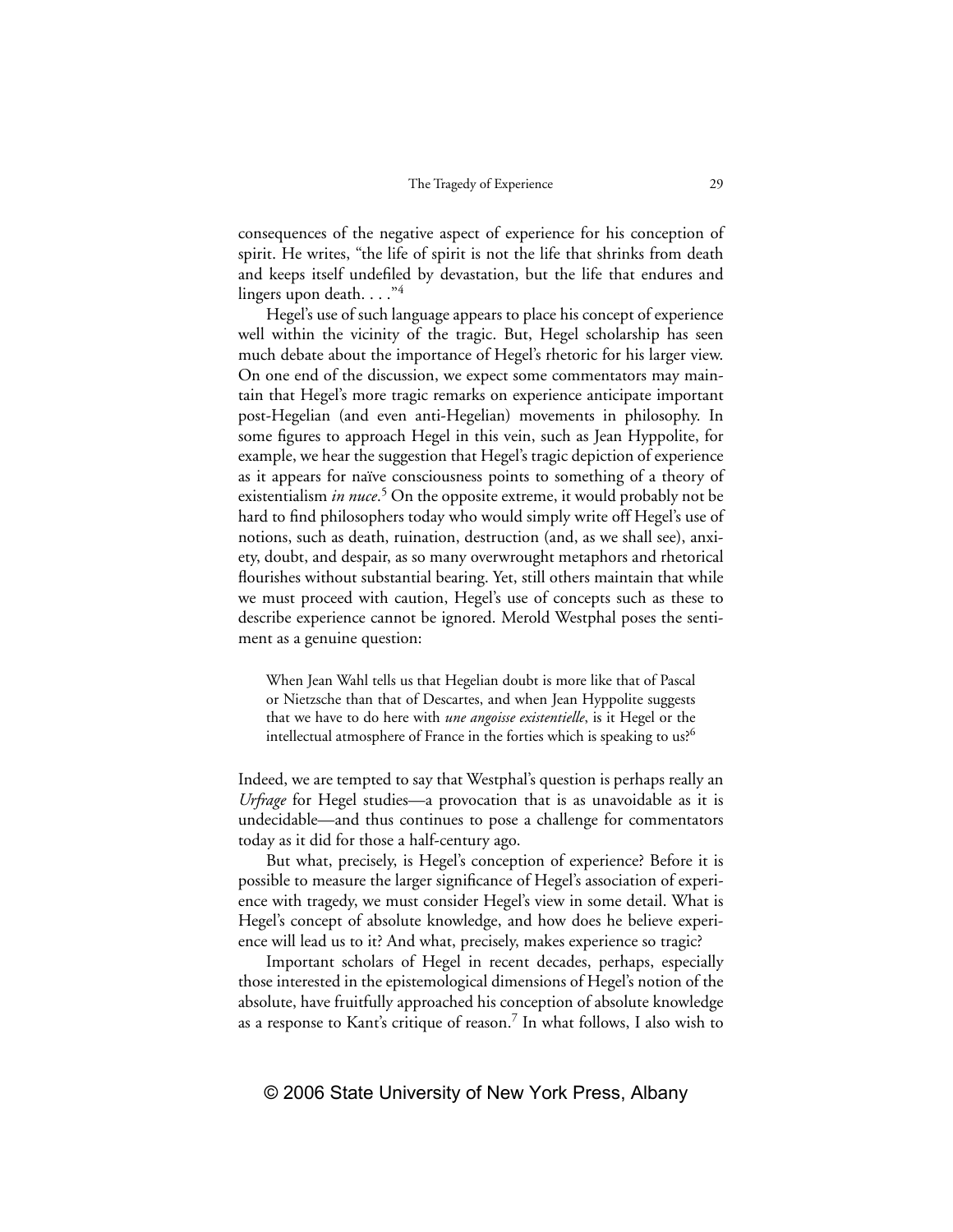consequences of the negative aspect of experience for his conception of spirit. He writes, "the life of spirit is not the life that shrinks from death and keeps itself undefiled by devastation, but the life that endures and lingers upon death. . . ."[4]

Hegel's use of such language appears to place his concept of experience well within the vicinity of the tragic. But, Hegel scholarship has seen much debate about the importance of Hegel's rhetoric for his larger view. On one end of the discussion, we expect some commentators may maintain that Hegel's more tragic remarks on experience anticipate important post-Hegelian (and even anti-Hegelian) movements in philosophy. In some figures to approach Hegel in this vein, such as Jean Hyppolite, for example, we hear the suggestion that Hegel's tragic depiction of experience as it appears for naïve consciousness points to something of a theory of existentialism *in nuce*.[5] On the opposite extreme, it would probably not be hard to find philosophers today who would simply write off Hegel's use of notions, such as death, ruination, destruction (and, as we shall see), anxiety, doubt, and despair, as so many overwrought metaphors and rhetorical flourishes without substantial bearing. Yet, still others maintain that while we must proceed with caution, Hegel's use of concepts such as these to describe experience cannot be ignored. Merold Westphal poses the sentiment as a genuine question:

> When Jean Wahl tells us that Hegelian doubt is more like that of Pascal or Nietzsche than that of Descartes, and when Jean Hyppolite suggests that we have to do here with *une angoisse existentielle*, is it Hegel or the intellectual atmosphere of France in the forties which is speaking to us?[6]

Indeed, we are tempted to say that Westphal's question is perhaps really an *Urfrage* for Hegel studies—a provocation that is as unavoidable as it is undecidable—and thus continues to pose a challenge for commentators today as it did for those a half-century ago.

But what, precisely, is Hegel's conception of experience? Before it is possible to measure the larger significance of Hegel's association of experience with tragedy, we must consider Hegel's view in some detail. What is Hegel's concept of absolute knowledge, and how does he believe experience will lead us to it? And what, precisely, makes experience so tragic?

Important scholars of Hegel in recent decades, perhaps, especially those interested in the epistemological dimensions of Hegel's notion of the absolute, have fruitfully approached his conception of absolute knowledge as a response to Kant's critique of reason.[7] In what follows, I also wish to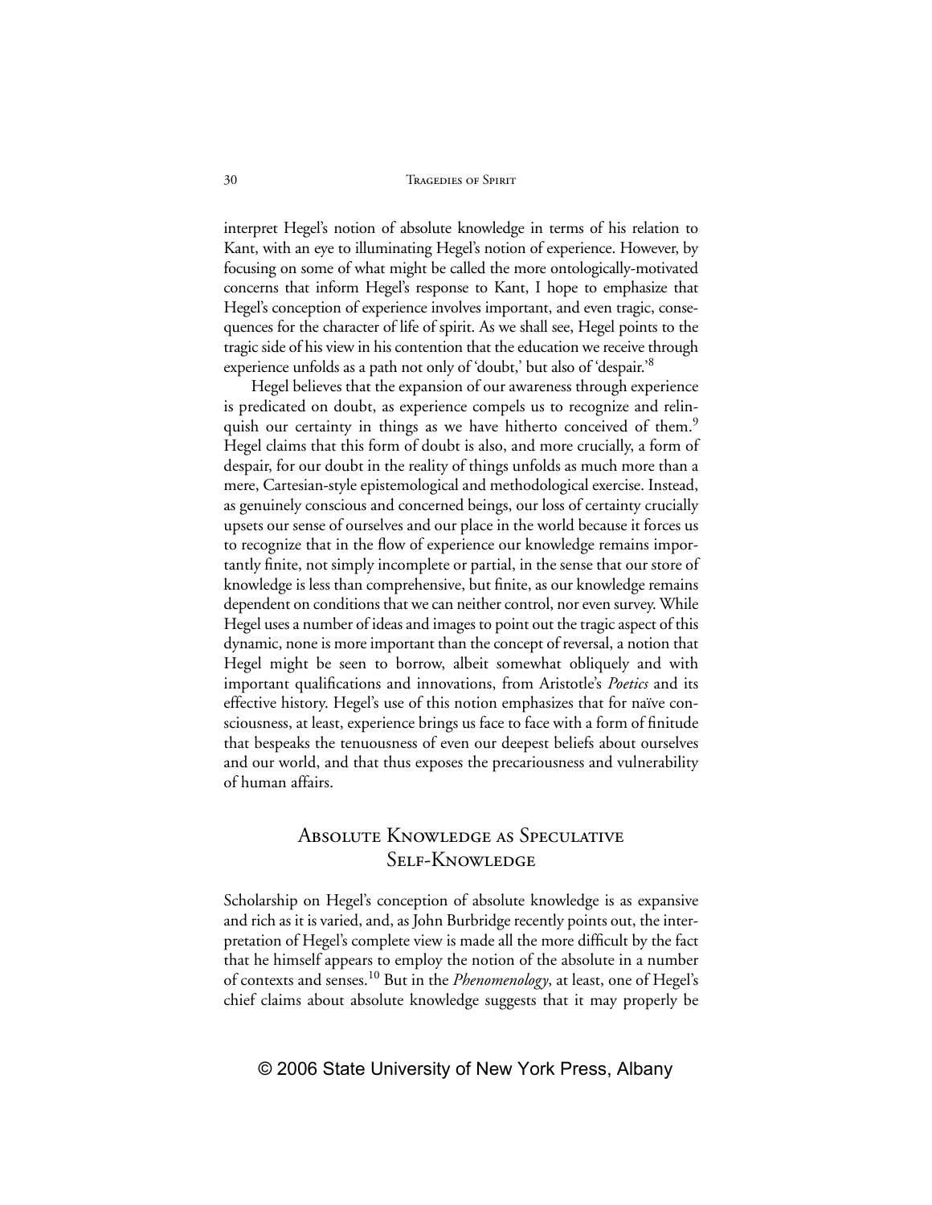interpret Hegel's notion of absolute knowledge in terms of his relation to Kant, with an eye to illuminating Hegel's notion of experience. However, by focusing on some of what might be called the more ontologically-motivated concerns that inform Hegel's response to Kant, I hope to emphasize that Hegel's conception of experience involves important, and even tragic, consequences for the character of life of spirit. As we shall see, Hegel points to the tragic side of his view in his contention that the education we receive through experience unfolds as a path not only of 'doubt,' but also of 'despair.'[8]

Hegel believes that the expansion of our awareness through experience is predicated on doubt, as experience compels us to recognize and relinquish our certainty in things as we have hitherto conceived of them.[9] Hegel claims that this form of doubt is also, and more crucially, a form of despair, for our doubt in the reality of things unfolds as much more than a mere, Cartesian-style epistemological and methodological exercise. Instead, as genuinely conscious and concerned beings, our loss of certainty crucially upsets our sense of ourselves and our place in the world because it forces us to recognize that in the flow of experience our knowledge remains importantly finite, not simply incomplete or partial, in the sense that our store of knowledge is less than comprehensive, but finite, as our knowledge remains dependent on conditions that we can neither control, nor even survey. While Hegel uses a number of ideas and images to point out the tragic aspect of this dynamic, none is more important than the concept of reversal, a notion that Hegel might be seen to borrow, albeit somewhat obliquely and with important qualifications and innovations, from Aristotle's *Poetics* and its effective history. Hegel's use of this notion emphasizes that for naïve consciousness, at least, experience brings us face to face with a form of finitude that bespeaks the tenuousness of even our deepest beliefs about ourselves and our world, and that thus exposes the precariousness and vulnerability of human affairs.

## Absolute Knowledge as Speculative Self-Knowledge

Scholarship on Hegel's conception of absolute knowledge is as expansive and rich as it is varied, and, as John Burbridge recently points out, the interpretation of Hegel's complete view is made all the more difficult by the fact that he himself appears to employ the notion of the absolute in a number of contexts and senses.[10] But in the *Phenomenology*, at least, one of Hegel's chief claims about absolute knowledge suggests that it may properly be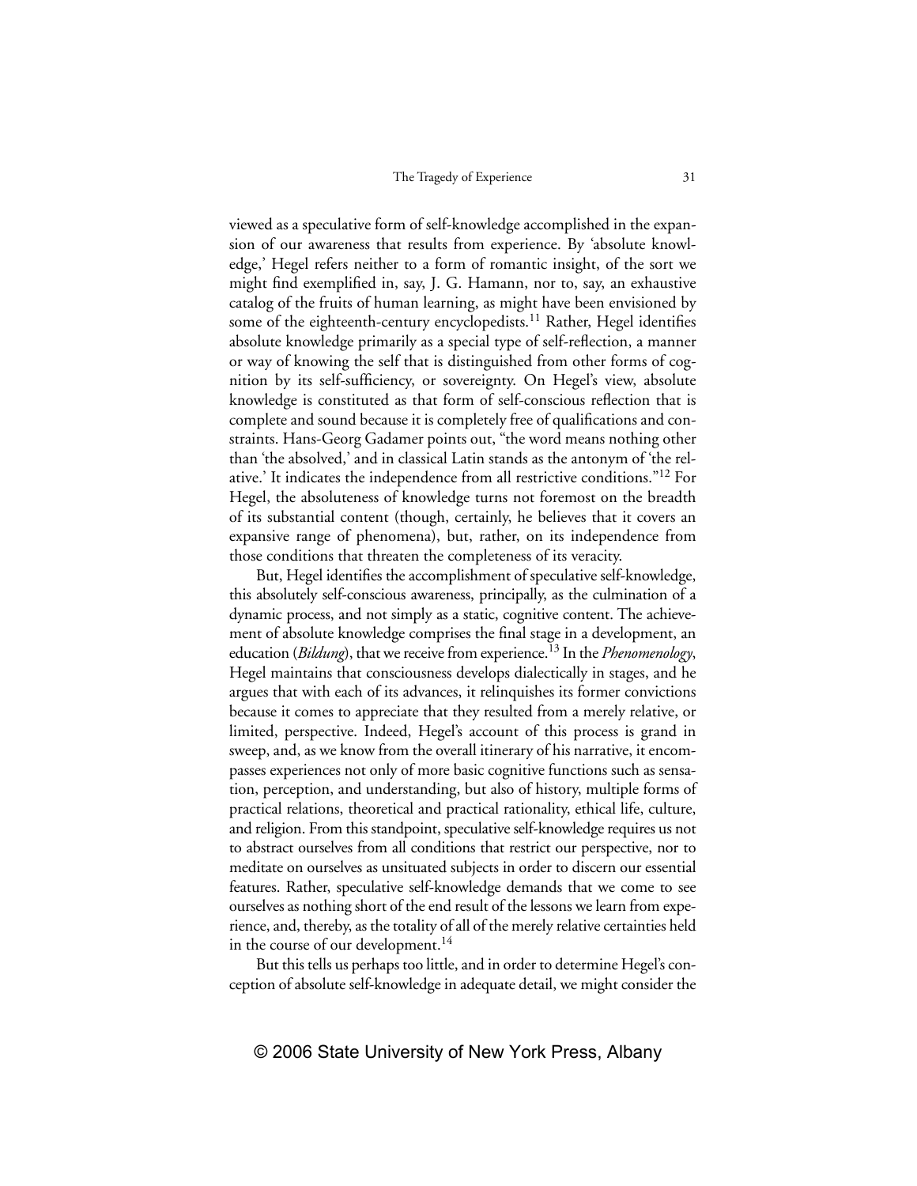viewed as a speculative form of self-knowledge accomplished in the expansion of our awareness that results from experience. By 'absolute knowledge,' Hegel refers neither to a form of romantic insight, of the sort we might find exemplified in, say, J. G. Hamann, nor to, say, an exhaustive catalog of the fruits of human learning, as might have been envisioned by some of the eighteenth-century encyclopedists.[11] Rather, Hegel identifies absolute knowledge primarily as a special type of self-reflection, a manner or way of knowing the self that is distinguished from other forms of cognition by its self-sufficiency, or sovereignty. On Hegel's view, absolute knowledge is constituted as that form of self-conscious reflection that is complete and sound because it is completely free of qualifications and constraints. Hans-Georg Gadamer points out, "the word means nothing other than 'the absolved,' and in classical Latin stands as the antonym of 'the relative.' It indicates the independence from all restrictive conditions."[12] For Hegel, the absoluteness of knowledge turns not foremost on the breadth of its substantial content (though, certainly, he believes that it covers an expansive range of phenomena), but, rather, on its independence from those conditions that threaten the completeness of its veracity.

But, Hegel identifies the accomplishment of speculative self-knowledge, this absolutely self-conscious awareness, principally, as the culmination of a dynamic process, and not simply as a static, cognitive content. The achievement of absolute knowledge comprises the final stage in a development, an education (*Bildung*), that we receive from experience.[13] In the *Phenomenology*, Hegel maintains that consciousness develops dialectically in stages, and he argues that with each of its advances, it relinquishes its former convictions because it comes to appreciate that they resulted from a merely relative, or limited, perspective. Indeed, Hegel's account of this process is grand in sweep, and, as we know from the overall itinerary of his narrative, it encompasses experiences not only of more basic cognitive functions such as sensation, perception, and understanding, but also of history, multiple forms of practical relations, theoretical and practical rationality, ethical life, culture, and religion. From this standpoint, speculative self-knowledge requires us not to abstract ourselves from all conditions that restrict our perspective, nor to meditate on ourselves as unsituated subjects in order to discern our essential features. Rather, speculative self-knowledge demands that we come to see ourselves as nothing short of the end result of the lessons we learn from experience, and, thereby, as the totality of all of the merely relative certainties held in the course of our development.[14]

But this tells us perhaps too little, and in order to determine Hegel's conception of absolute self-knowledge in adequate detail, we might consider the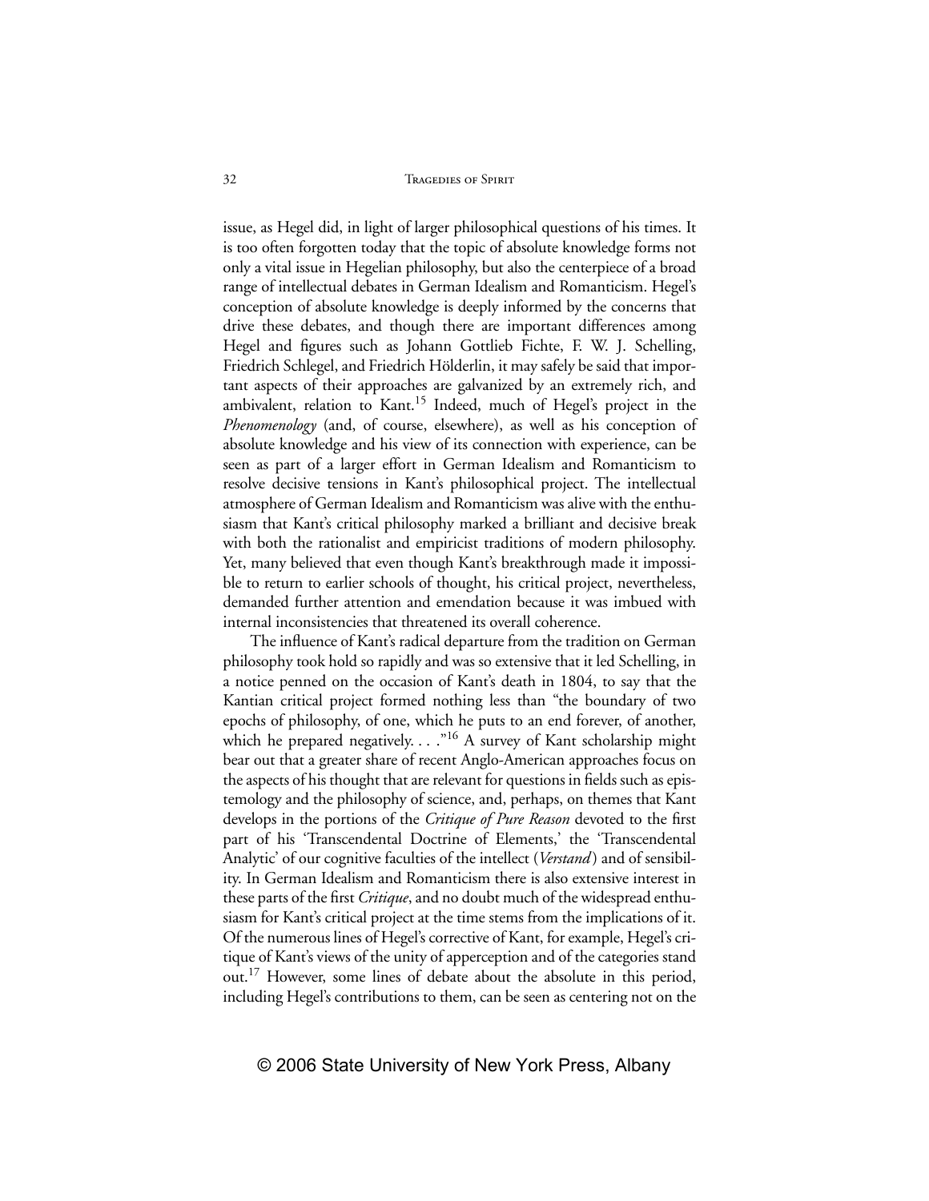issue, as Hegel did, in light of larger philosophical questions of his times. It is too often forgotten today that the topic of absolute knowledge forms not only a vital issue in Hegelian philosophy, but also the centerpiece of a broad range of intellectual debates in German Idealism and Romanticism. Hegel's conception of absolute knowledge is deeply informed by the concerns that drive these debates, and though there are important differences among Hegel and figures such as Johann Gottlieb Fichte, F. W. J. Schelling, Friedrich Schlegel, and Friedrich Hölderlin, it may safely be said that important aspects of their approaches are galvanized by an extremely rich, and ambivalent, relation to Kant.[15] Indeed, much of Hegel's project in the *Phenomenology* (and, of course, elsewhere), as well as his conception of absolute knowledge and his view of its connection with experience, can be seen as part of a larger effort in German Idealism and Romanticism to resolve decisive tensions in Kant's philosophical project. The intellectual atmosphere of German Idealism and Romanticism was alive with the enthusiasm that Kant's critical philosophy marked a brilliant and decisive break with both the rationalist and empiricist traditions of modern philosophy. Yet, many believed that even though Kant's breakthrough made it impossible to return to earlier schools of thought, his critical project, nevertheless, demanded further attention and emendation because it was imbued with internal inconsistencies that threatened its overall coherence.

The influence of Kant's radical departure from the tradition on German philosophy took hold so rapidly and was so extensive that it led Schelling, in a notice penned on the occasion of Kant's death in 1804, to say that the Kantian critical project formed nothing less than "the boundary of two epochs of philosophy, of one, which he puts to an end forever, of another, which he prepared negatively. . . ."[16] A survey of Kant scholarship might bear out that a greater share of recent Anglo-American approaches focus on the aspects of his thought that are relevant for questions in fields such as epistemology and the philosophy of science, and, perhaps, on themes that Kant develops in the portions of the *Critique of Pure Reason* devoted to the first part of his 'Transcendental Doctrine of Elements,' the 'Transcendental Analytic' of our cognitive faculties of the intellect (*Verstand*) and of sensibility. In German Idealism and Romanticism there is also extensive interest in these parts of the first *Critique*, and no doubt much of the widespread enthusiasm for Kant's critical project at the time stems from the implications of it. Of the numerous lines of Hegel's corrective of Kant, for example, Hegel's critique of Kant's views of the unity of apperception and of the categories stand out.[17] However, some lines of debate about the absolute in this period, including Hegel's contributions to them, can be seen as centering not on the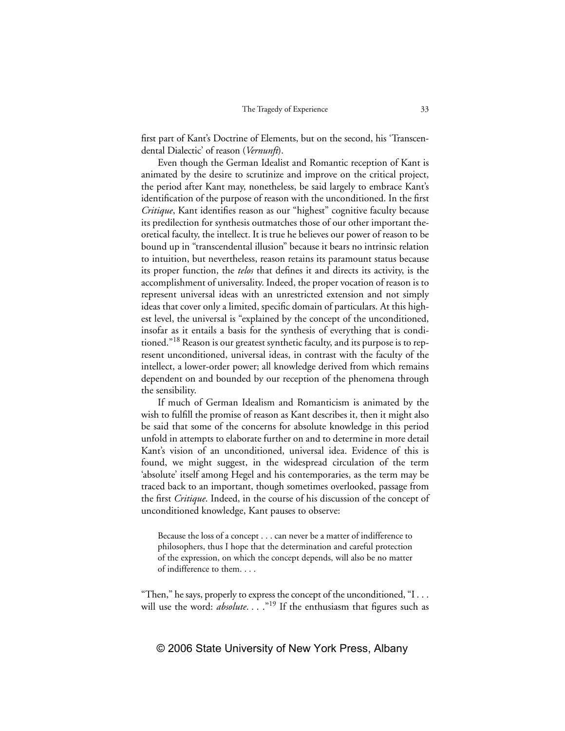first part of Kant's Doctrine of Elements, but on the second, his 'Transcendental Dialectic' of reason (*Vernunft*).

Even though the German Idealist and Romantic reception of Kant is animated by the desire to scrutinize and improve on the critical project, the period after Kant may, nonetheless, be said largely to embrace Kant's identification of the purpose of reason with the unconditioned. In the first *Critique*, Kant identifies reason as our "highest" cognitive faculty because its predilection for synthesis outmatches those of our other important theoretical faculty, the intellect. It is true he believes our power of reason to be bound up in "transcendental illusion" because it bears no intrinsic relation to intuition, but nevertheless, reason retains its paramount status because its proper function, the *telos* that defines it and directs its activity, is the accomplishment of universality. Indeed, the proper vocation of reason is to represent universal ideas with an unrestricted extension and not simply ideas that cover only a limited, specific domain of particulars. At this highest level, the universal is "explained by the concept of the unconditioned, insofar as it entails a basis for the synthesis of everything that is conditioned."[18] Reason is our greatest synthetic faculty, and its purpose is to represent unconditioned, universal ideas, in contrast with the faculty of the intellect, a lower-order power; all knowledge derived from which remains dependent on and bounded by our reception of the phenomena through the sensibility.

If much of German Idealism and Romanticism is animated by the wish to fulfill the promise of reason as Kant describes it, then it might also be said that some of the concerns for absolute knowledge in this period unfold in attempts to elaborate further on and to determine in more detail Kant's vision of an unconditioned, universal idea. Evidence of this is found, we might suggest, in the widespread circulation of the term 'absolute' itself among Hegel and his contemporaries, as the term may be traced back to an important, though sometimes overlooked, passage from the first *Critique*. Indeed, in the course of his discussion of the concept of unconditioned knowledge, Kant pauses to observe:

> Because the loss of a concept . . . can never be a matter of indifference to philosophers, thus I hope that the determination and careful protection of the expression, on which the concept depends, will also be no matter of indifference to them. . . .

"Then," he says, properly to express the concept of the unconditioned, "I . . . will use the word: *absolute*. . . ."[19] If the enthusiasm that figures such as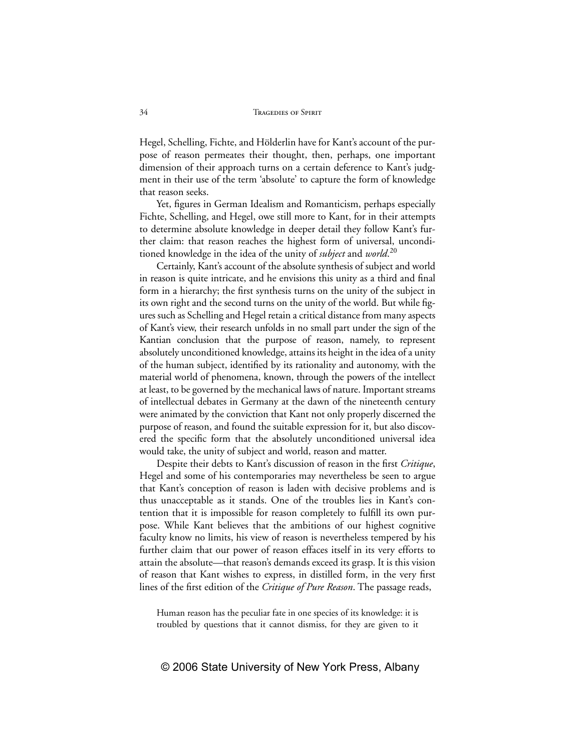Hegel, Schelling, Fichte, and Hölderlin have for Kant's account of the purpose of reason permeates their thought, then, perhaps, one important dimension of their approach turns on a certain deference to Kant's judgment in their use of the term 'absolute' to capture the form of knowledge that reason seeks.

Yet, figures in German Idealism and Romanticism, perhaps especially Fichte, Schelling, and Hegel, owe still more to Kant, for in their attempts to determine absolute knowledge in deeper detail they follow Kant's further claim: that reason reaches the highest form of universal, unconditioned knowledge in the idea of the unity of *subject* and *world*.[20]

Certainly, Kant's account of the absolute synthesis of subject and world in reason is quite intricate, and he envisions this unity as a third and final form in a hierarchy; the first synthesis turns on the unity of the subject in its own right and the second turns on the unity of the world. But while figures such as Schelling and Hegel retain a critical distance from many aspects of Kant's view, their research unfolds in no small part under the sign of the Kantian conclusion that the purpose of reason, namely, to represent absolutely unconditioned knowledge, attains its height in the idea of a unity of the human subject, identified by its rationality and autonomy, with the material world of phenomena, known, through the powers of the intellect at least, to be governed by the mechanical laws of nature. Important streams of intellectual debates in Germany at the dawn of the nineteenth century were animated by the conviction that Kant not only properly discerned the purpose of reason, and found the suitable expression for it, but also discovered the specific form that the absolutely unconditioned universal idea would take, the unity of subject and world, reason and matter.

Despite their debts to Kant's discussion of reason in the first *Critique*, Hegel and some of his contemporaries may nevertheless be seen to argue that Kant's conception of reason is laden with decisive problems and is thus unacceptable as it stands. One of the troubles lies in Kant's contention that it is impossible for reason completely to fulfill its own purpose. While Kant believes that the ambitions of our highest cognitive faculty know no limits, his view of reason is nevertheless tempered by his further claim that our power of reason effaces itself in its very efforts to attain the absolute—that reason's demands exceed its grasp. It is this vision of reason that Kant wishes to express, in distilled form, in the very first lines of the first edition of the *Critique of Pure Reason*. The passage reads,

> Human reason has the peculiar fate in one species of its knowledge: it is troubled by questions that it cannot dismiss, for they are given to it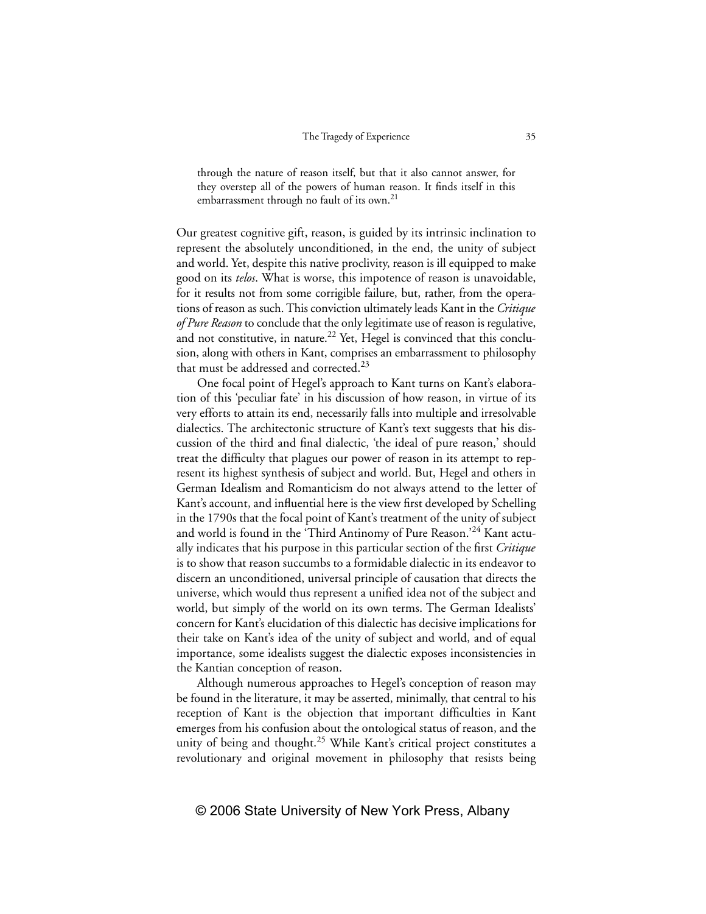> through the nature of reason itself, but that it also cannot answer, for they overstep all of the powers of human reason. It finds itself in this embarrassment through no fault of its own.[21]

Our greatest cognitive gift, reason, is guided by its intrinsic inclination to represent the absolutely unconditioned, in the end, the unity of subject and world. Yet, despite this native proclivity, reason is ill equipped to make good on its *telos*. What is worse, this impotence of reason is unavoidable, for it results not from some corrigible failure, but, rather, from the operations of reason as such. This conviction ultimately leads Kant in the *Critique of Pure Reason* to conclude that the only legitimate use of reason is regulative, and not constitutive, in nature.[22] Yet, Hegel is convinced that this conclusion, along with others in Kant, comprises an embarrassment to philosophy that must be addressed and corrected.[23]

One focal point of Hegel's approach to Kant turns on Kant's elaboration of this 'peculiar fate' in his discussion of how reason, in virtue of its very efforts to attain its end, necessarily falls into multiple and irresolvable dialectics. The architectonic structure of Kant's text suggests that his discussion of the third and final dialectic, 'the ideal of pure reason,' should treat the difficulty that plagues our power of reason in its attempt to represent its highest synthesis of subject and world. But, Hegel and others in German Idealism and Romanticism do not always attend to the letter of Kant's account, and influential here is the view first developed by Schelling in the 1790s that the focal point of Kant's treatment of the unity of subject and world is found in the 'Third Antinomy of Pure Reason.'[24] Kant actually indicates that his purpose in this particular section of the first *Critique* is to show that reason succumbs to a formidable dialectic in its endeavor to discern an unconditioned, universal principle of causation that directs the universe, which would thus represent a unified idea not of the subject and world, but simply of the world on its own terms. The German Idealists' concern for Kant's elucidation of this dialectic has decisive implications for their take on Kant's idea of the unity of subject and world, and of equal importance, some idealists suggest the dialectic exposes inconsistencies in the Kantian conception of reason.

Although numerous approaches to Hegel's conception of reason may be found in the literature, it may be asserted, minimally, that central to his reception of Kant is the objection that important difficulties in Kant emerges from his confusion about the ontological status of reason, and the unity of being and thought.[25] While Kant's critical project constitutes a revolutionary and original movement in philosophy that resists being

© 2006 State University of New York Press, Albany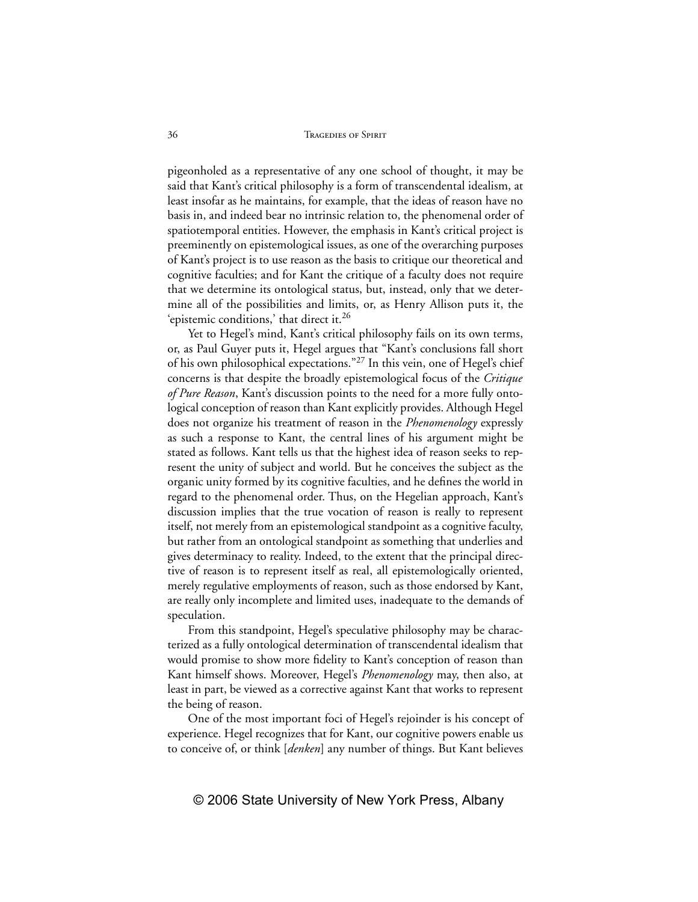pigeonholed as a representative of any one school of thought, it may be said that Kant's critical philosophy is a form of transcendental idealism, at least insofar as he maintains, for example, that the ideas of reason have no basis in, and indeed bear no intrinsic relation to, the phenomenal order of spatiotemporal entities. However, the emphasis in Kant's critical project is preeminently on epistemological issues, as one of the overarching purposes of Kant's project is to use reason as the basis to critique our theoretical and cognitive faculties; and for Kant the critique of a faculty does not require that we determine its ontological status, but, instead, only that we determine all of the possibilities and limits, or, as Henry Allison puts it, the 'epistemic conditions,' that direct it.[26]

Yet to Hegel's mind, Kant's critical philosophy fails on its own terms, or, as Paul Guyer puts it, Hegel argues that "Kant's conclusions fall short of his own philosophical expectations."[27] In this vein, one of Hegel's chief concerns is that despite the broadly epistemological focus of the *Critique of Pure Reason*, Kant's discussion points to the need for a more fully ontological conception of reason than Kant explicitly provides. Although Hegel does not organize his treatment of reason in the *Phenomenology* expressly as such a response to Kant, the central lines of his argument might be stated as follows. Kant tells us that the highest idea of reason seeks to represent the unity of subject and world. But he conceives the subject as the organic unity formed by its cognitive faculties, and he defines the world in regard to the phenomenal order. Thus, on the Hegelian approach, Kant's discussion implies that the true vocation of reason is really to represent itself, not merely from an epistemological standpoint as a cognitive faculty, but rather from an ontological standpoint as something that underlies and gives determinacy to reality. Indeed, to the extent that the principal directive of reason is to represent itself as real, all epistemologically oriented, merely regulative employments of reason, such as those endorsed by Kant, are really only incomplete and limited uses, inadequate to the demands of speculation.

From this standpoint, Hegel's speculative philosophy may be characterized as a fully ontological determination of transcendental idealism that would promise to show more fidelity to Kant's conception of reason than Kant himself shows. Moreover, Hegel's *Phenomenology* may, then also, at least in part, be viewed as a corrective against Kant that works to represent the being of reason.

One of the most important foci of Hegel's rejoinder is his concept of experience. Hegel recognizes that for Kant, our cognitive powers enable us to conceive of, or think [*denken*] any number of things. But Kant believes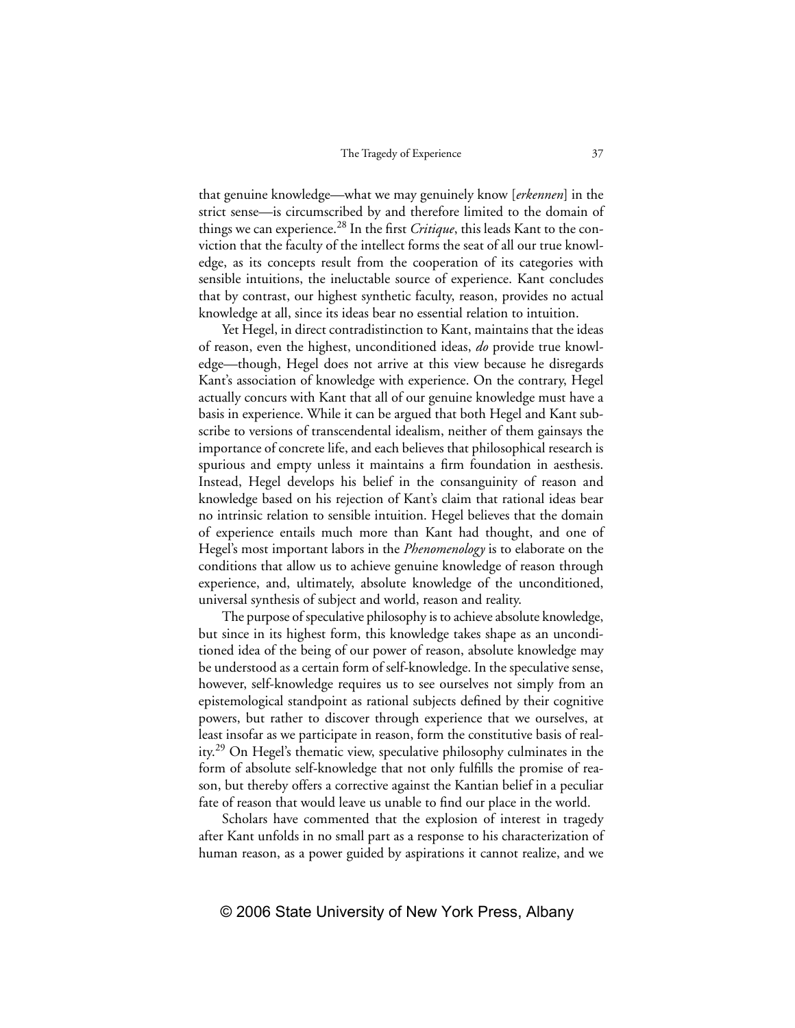that genuine knowledge—what we may genuinely know [*erkennen*] in the strict sense—is circumscribed by and therefore limited to the domain of things we can experience.[28] In the first *Critique*, this leads Kant to the conviction that the faculty of the intellect forms the seat of all our true knowledge, as its concepts result from the cooperation of its categories with sensible intuitions, the ineluctable source of experience. Kant concludes that by contrast, our highest synthetic faculty, reason, provides no actual knowledge at all, since its ideas bear no essential relation to intuition.

Yet Hegel, in direct contradistinction to Kant, maintains that the ideas of reason, even the highest, unconditioned ideas, *do* provide true knowledge—though, Hegel does not arrive at this view because he disregards Kant's association of knowledge with experience. On the contrary, Hegel actually concurs with Kant that all of our genuine knowledge must have a basis in experience. While it can be argued that both Hegel and Kant subscribe to versions of transcendental idealism, neither of them gainsays the importance of concrete life, and each believes that philosophical research is spurious and empty unless it maintains a firm foundation in aesthesis. Instead, Hegel develops his belief in the consanguinity of reason and knowledge based on his rejection of Kant's claim that rational ideas bear no intrinsic relation to sensible intuition. Hegel believes that the domain of experience entails much more than Kant had thought, and one of Hegel's most important labors in the *Phenomenology* is to elaborate on the conditions that allow us to achieve genuine knowledge of reason through experience, and, ultimately, absolute knowledge of the unconditioned, universal synthesis of subject and world, reason and reality.

The purpose of speculative philosophy is to achieve absolute knowledge, but since in its highest form, this knowledge takes shape as an unconditioned idea of the being of our power of reason, absolute knowledge may be understood as a certain form of self-knowledge. In the speculative sense, however, self-knowledge requires us to see ourselves not simply from an epistemological standpoint as rational subjects defined by their cognitive powers, but rather to discover through experience that we ourselves, at least insofar as we participate in reason, form the constitutive basis of reality.[29] On Hegel's thematic view, speculative philosophy culminates in the form of absolute self-knowledge that not only fulfills the promise of reason, but thereby offers a corrective against the Kantian belief in a peculiar fate of reason that would leave us unable to find our place in the world.

Scholars have commented that the explosion of interest in tragedy after Kant unfolds in no small part as a response to his characterization of human reason, as a power guided by aspirations it cannot realize, and we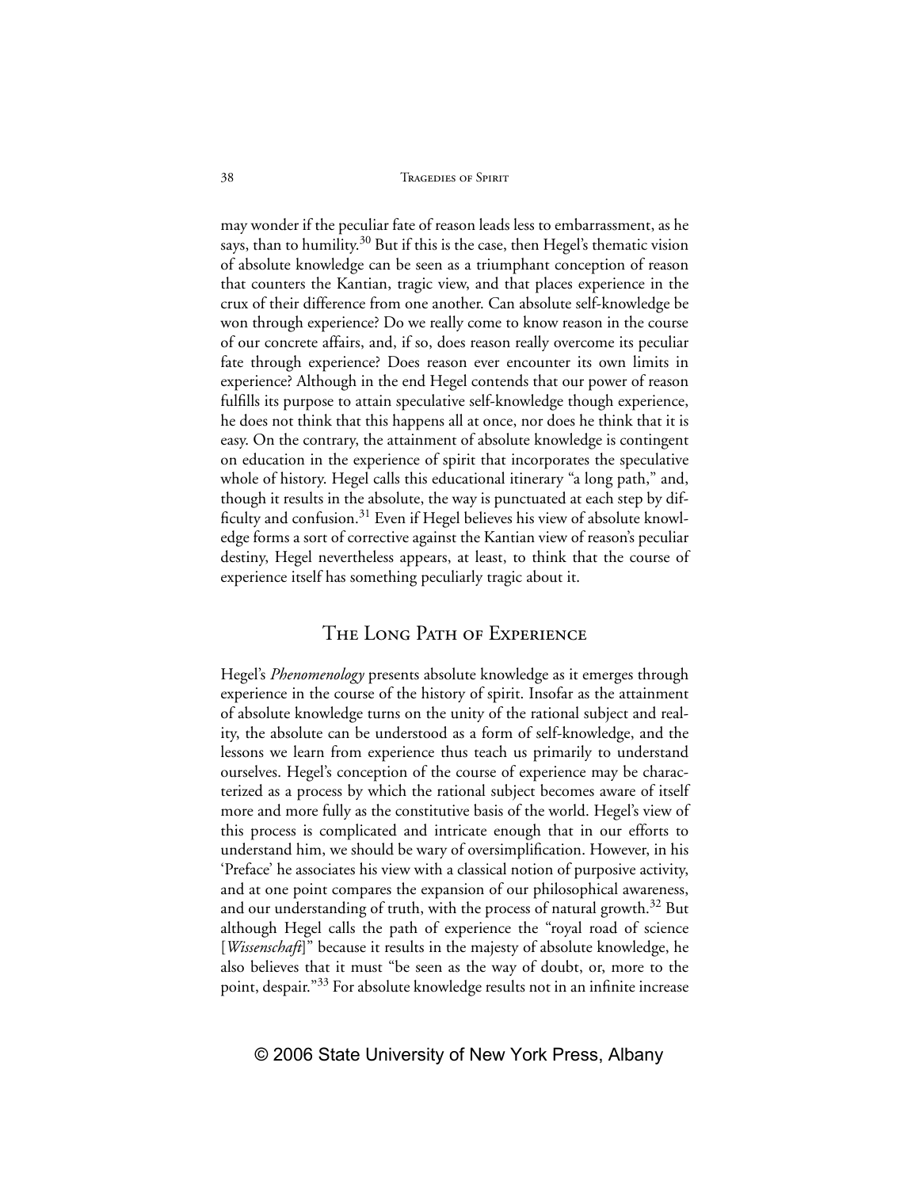may wonder if the peculiar fate of reason leads less to embarrassment, as he says, than to humility.[30] But if this is the case, then Hegel's thematic vision of absolute knowledge can be seen as a triumphant conception of reason that counters the Kantian, tragic view, and that places experience in the crux of their difference from one another. Can absolute self-knowledge be won through experience? Do we really come to know reason in the course of our concrete affairs, and, if so, does reason really overcome its peculiar fate through experience? Does reason ever encounter its own limits in experience? Although in the end Hegel contends that our power of reason fulfills its purpose to attain speculative self-knowledge though experience, he does not think that this happens all at once, nor does he think that it is easy. On the contrary, the attainment of absolute knowledge is contingent on education in the experience of spirit that incorporates the speculative whole of history. Hegel calls this educational itinerary "a long path," and, though it results in the absolute, the way is punctuated at each step by difficulty and confusion.[31] Even if Hegel believes his view of absolute knowledge forms a sort of corrective against the Kantian view of reason's peculiar destiny, Hegel nevertheless appears, at least, to think that the course of experience itself has something peculiarly tragic about it.

## The Long Path of Experience

Hegel's *Phenomenology* presents absolute knowledge as it emerges through experience in the course of the history of spirit. Insofar as the attainment of absolute knowledge turns on the unity of the rational subject and reality, the absolute can be understood as a form of self-knowledge, and the lessons we learn from experience thus teach us primarily to understand ourselves. Hegel's conception of the course of experience may be characterized as a process by which the rational subject becomes aware of itself more and more fully as the constitutive basis of the world. Hegel's view of this process is complicated and intricate enough that in our efforts to understand him, we should be wary of oversimplification. However, in his 'Preface' he associates his view with a classical notion of purposive activity, and at one point compares the expansion of our philosophical awareness, and our understanding of truth, with the process of natural growth.[32] But although Hegel calls the path of experience the "royal road of science [*Wissenschaft*]" because it results in the majesty of absolute knowledge, he also believes that it must "be seen as the way of doubt, or, more to the point, despair."[33] For absolute knowledge results not in an infinite increase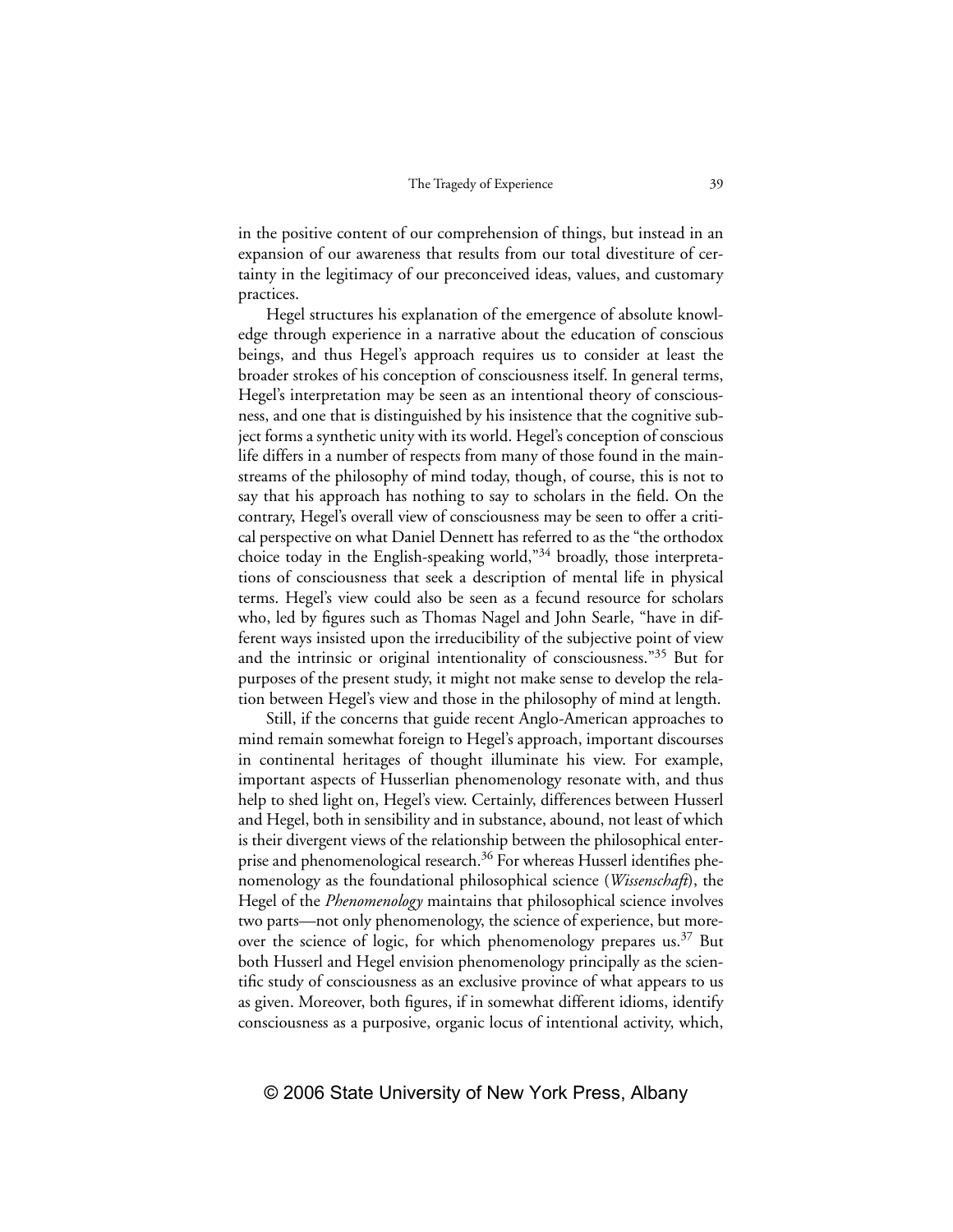in the positive content of our comprehension of things, but instead in an expansion of our awareness that results from our total divestiture of certainty in the legitimacy of our preconceived ideas, values, and customary practices.

Hegel structures his explanation of the emergence of absolute knowledge through experience in a narrative about the education of conscious beings, and thus Hegel's approach requires us to consider at least the broader strokes of his conception of consciousness itself. In general terms, Hegel's interpretation may be seen as an intentional theory of consciousness, and one that is distinguished by his insistence that the cognitive subject forms a synthetic unity with its world. Hegel's conception of conscious life differs in a number of respects from many of those found in the mainstreams of the philosophy of mind today, though, of course, this is not to say that his approach has nothing to say to scholars in the field. On the contrary, Hegel's overall view of consciousness may be seen to offer a critical perspective on what Daniel Dennett has referred to as the "the orthodox choice today in the English-speaking world,"[34] broadly, those interpretations of consciousness that seek a description of mental life in physical terms. Hegel's view could also be seen as a fecund resource for scholars who, led by figures such as Thomas Nagel and John Searle, "have in different ways insisted upon the irreducibility of the subjective point of view and the intrinsic or original intentionality of consciousness."[35] But for purposes of the present study, it might not make sense to develop the relation between Hegel's view and those in the philosophy of mind at length.

Still, if the concerns that guide recent Anglo-American approaches to mind remain somewhat foreign to Hegel's approach, important discourses in continental heritages of thought illuminate his view. For example, important aspects of Husserlian phenomenology resonate with, and thus help to shed light on, Hegel's view. Certainly, differences between Husserl and Hegel, both in sensibility and in substance, abound, not least of which is their divergent views of the relationship between the philosophical enterprise and phenomenological research.[36] For whereas Husserl identifies phenomenology as the foundational philosophical science (*Wissenschaft*), the Hegel of the *Phenomenology* maintains that philosophical science involves two parts—not only phenomenology, the science of experience, but moreover the science of logic, for which phenomenology prepares us.[37] But both Husserl and Hegel envision phenomenology principally as the scientific study of consciousness as an exclusive province of what appears to us as given. Moreover, both figures, if in somewhat different idioms, identify consciousness as a purposive, organic locus of intentional activity, which,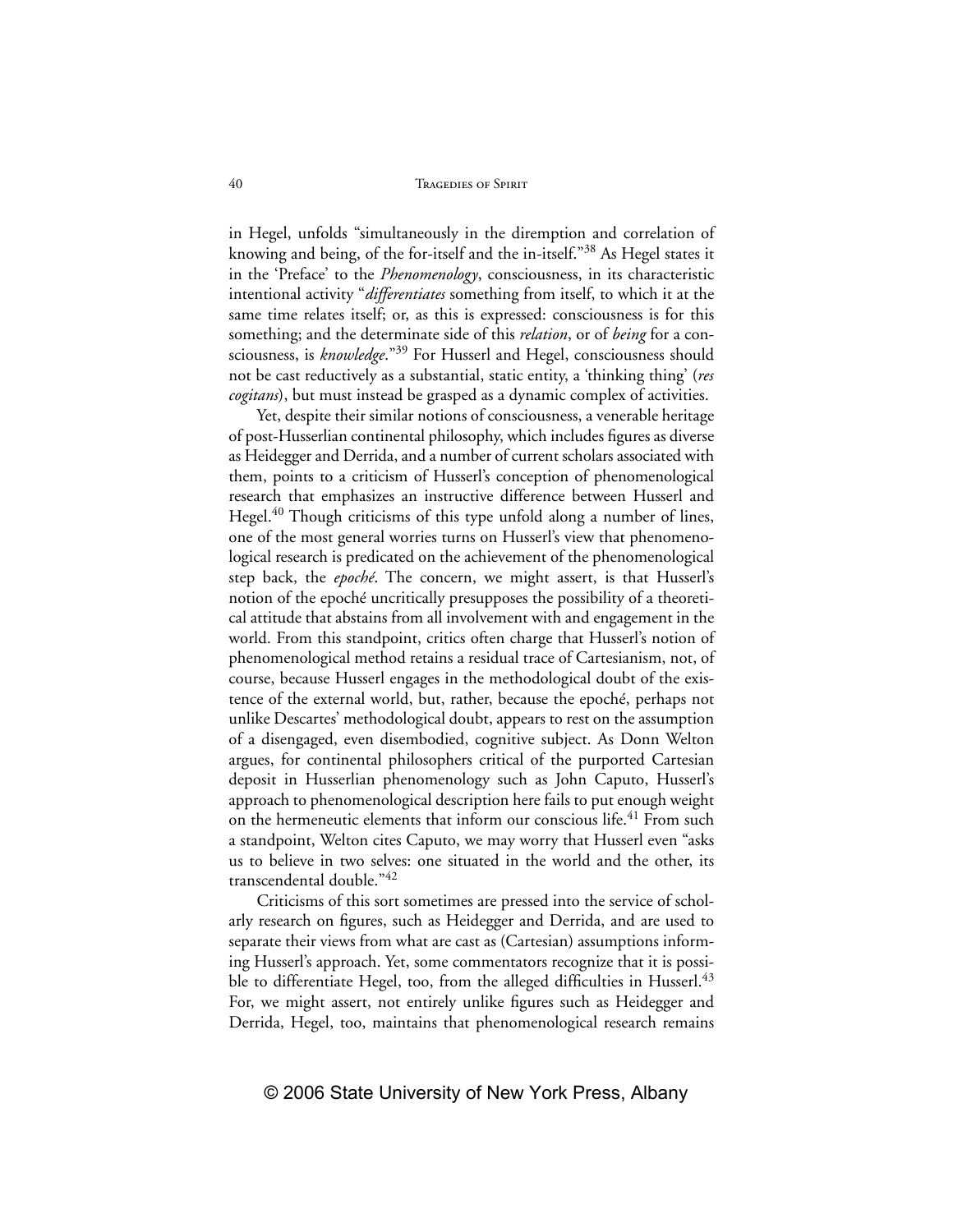in Hegel, unfolds "simultaneously in the diremption and correlation of knowing and being, of the for-itself and the in-itself."[38] As Hegel states it in the 'Preface' to the *Phenomenology*, consciousness, in its characteristic intentional activity "*differentiates* something from itself, to which it at the same time relates itself; or, as this is expressed: consciousness is for this something; and the determinate side of this *relation*, or of *being* for a consciousness, is *knowledge*."[39] For Husserl and Hegel, consciousness should not be cast reductively as a substantial, static entity, a 'thinking thing' (*res cogitans*), but must instead be grasped as a dynamic complex of activities.

Yet, despite their similar notions of consciousness, a venerable heritage of post-Husserlian continental philosophy, which includes figures as diverse as Heidegger and Derrida, and a number of current scholars associated with them, points to a criticism of Husserl's conception of phenomenological research that emphasizes an instructive difference between Husserl and Hegel.[40] Though criticisms of this type unfold along a number of lines, one of the most general worries turns on Husserl's view that phenomenological research is predicated on the achievement of the phenomenological step back, the *epoché*. The concern, we might assert, is that Husserl's notion of the epoché uncritically presupposes the possibility of a theoretical attitude that abstains from all involvement with and engagement in the world. From this standpoint, critics often charge that Husserl's notion of phenomenological method retains a residual trace of Cartesianism, not, of course, because Husserl engages in the methodological doubt of the existence of the external world, but, rather, because the epoché, perhaps not unlike Descartes' methodological doubt, appears to rest on the assumption of a disengaged, even disembodied, cognitive subject. As Donn Welton argues, for continental philosophers critical of the purported Cartesian deposit in Husserlian phenomenology such as John Caputo, Husserl's approach to phenomenological description here fails to put enough weight on the hermeneutic elements that inform our conscious life.[41] From such a standpoint, Welton cites Caputo, we may worry that Husserl even "asks us to believe in two selves: one situated in the world and the other, its transcendental double."[42]

Criticisms of this sort sometimes are pressed into the service of scholarly research on figures, such as Heidegger and Derrida, and are used to separate their views from what are cast as (Cartesian) assumptions informing Husserl's approach. Yet, some commentators recognize that it is possible to differentiate Hegel, too, from the alleged difficulties in Husserl.[43] For, we might assert, not entirely unlike figures such as Heidegger and Derrida, Hegel, too, maintains that phenomenological research remains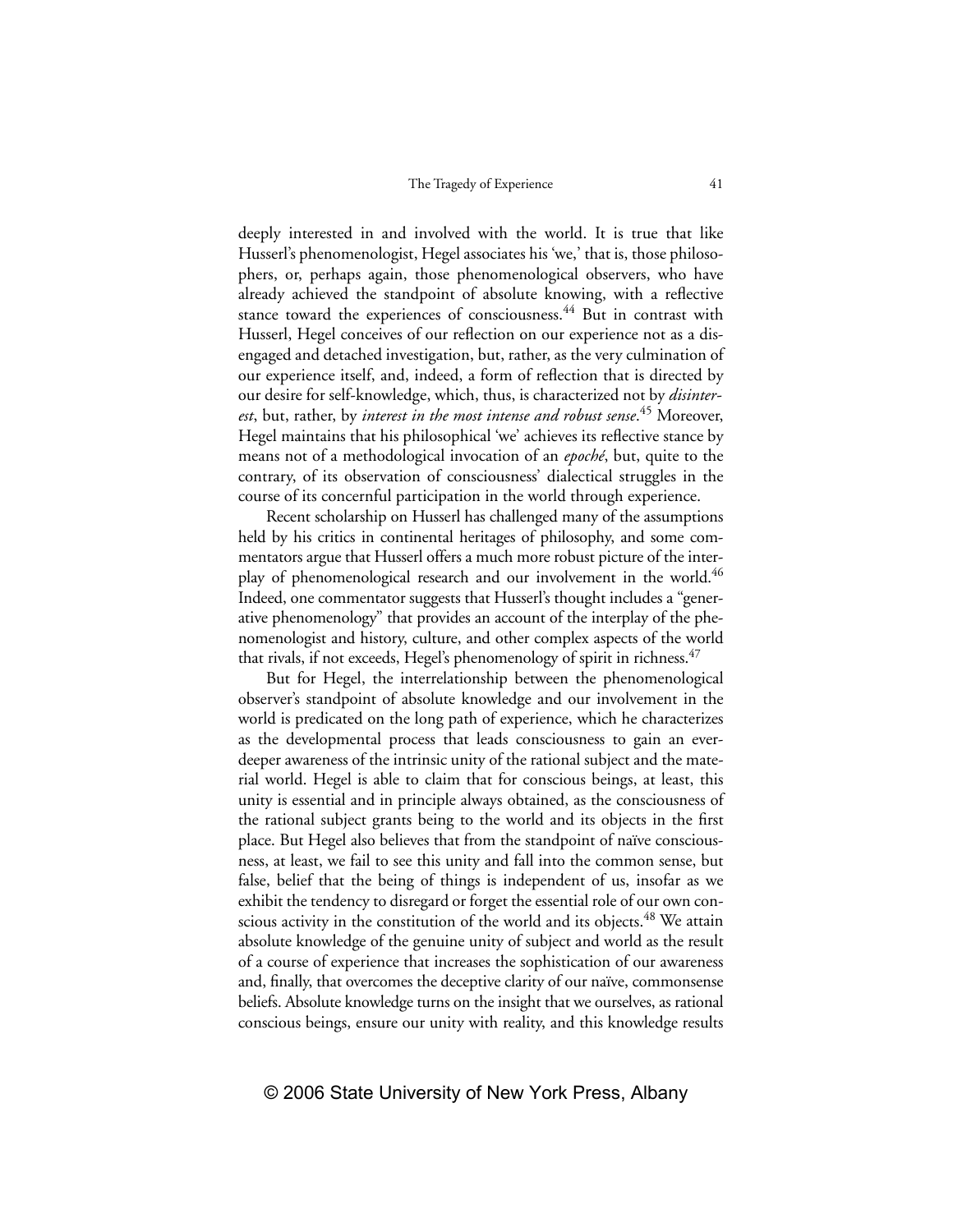deeply interested in and involved with the world. It is true that like Husserl's phenomenologist, Hegel associates his 'we,' that is, those philosophers, or, perhaps again, those phenomenological observers, who have already achieved the standpoint of absolute knowing, with a reflective stance toward the experiences of consciousness.[44] But in contrast with Husserl, Hegel conceives of our reflection on our experience not as a disengaged and detached investigation, but, rather, as the very culmination of our experience itself, and, indeed, a form of reflection that is directed by our desire for self-knowledge, which, thus, is characterized not by *disinterest*, but, rather, by *interest in the most intense and robust sense*.[45] Moreover, Hegel maintains that his philosophical 'we' achieves its reflective stance by means not of a methodological invocation of an *epoché*, but, quite to the contrary, of its observation of consciousness' dialectical struggles in the course of its concernful participation in the world through experience.

Recent scholarship on Husserl has challenged many of the assumptions held by his critics in continental heritages of philosophy, and some commentators argue that Husserl offers a much more robust picture of the interplay of phenomenological research and our involvement in the world.[46] Indeed, one commentator suggests that Husserl's thought includes a "generative phenomenology" that provides an account of the interplay of the phenomenologist and history, culture, and other complex aspects of the world that rivals, if not exceeds, Hegel's phenomenology of spirit in richness.[47]

But for Hegel, the interrelationship between the phenomenological observer's standpoint of absolute knowledge and our involvement in the world is predicated on the long path of experience, which he characterizes as the developmental process that leads consciousness to gain an ever-deeper awareness of the intrinsic unity of the rational subject and the material world. Hegel is able to claim that for conscious beings, at least, this unity is essential and in principle always obtained, as the consciousness of the rational subject grants being to the world and its objects in the first place. But Hegel also believes that from the standpoint of naïve consciousness, at least, we fail to see this unity and fall into the common sense, but false, belief that the being of things is independent of us, insofar as we exhibit the tendency to disregard or forget the essential role of our own conscious activity in the constitution of the world and its objects.[48] We attain absolute knowledge of the genuine unity of subject and world as the result of a course of experience that increases the sophistication of our awareness and, finally, that overcomes the deceptive clarity of our naïve, commonsense beliefs. Absolute knowledge turns on the insight that we ourselves, as rational conscious beings, ensure our unity with reality, and this knowledge results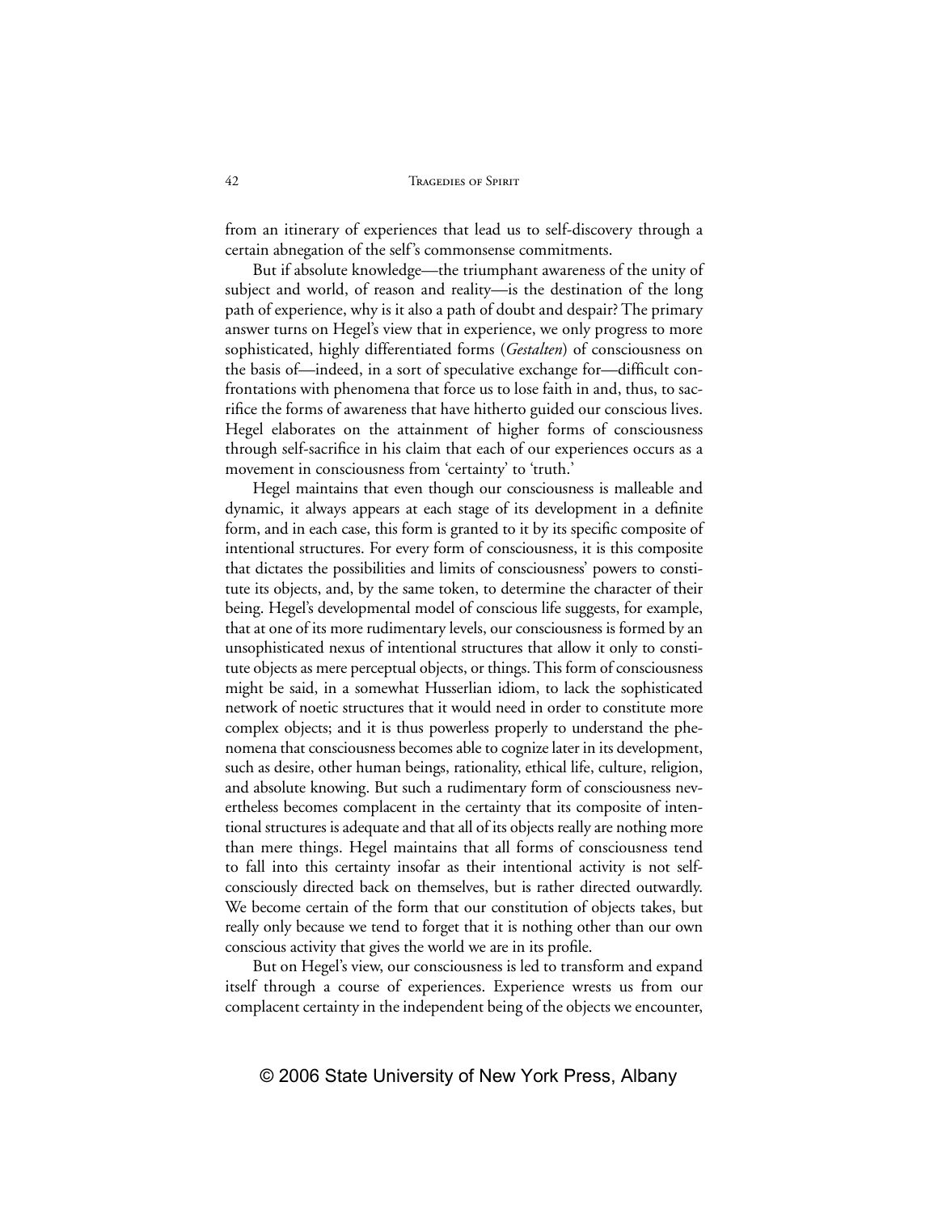from an itinerary of experiences that lead us to self-discovery through a certain abnegation of the self's commonsense commitments.

But if absolute knowledge—the triumphant awareness of the unity of subject and world, of reason and reality—is the destination of the long path of experience, why is it also a path of doubt and despair? The primary answer turns on Hegel's view that in experience, we only progress to more sophisticated, highly differentiated forms (*Gestalten*) of consciousness on the basis of—indeed, in a sort of speculative exchange for—difficult confrontations with phenomena that force us to lose faith in and, thus, to sacrifice the forms of awareness that have hitherto guided our conscious lives. Hegel elaborates on the attainment of higher forms of consciousness through self-sacrifice in his claim that each of our experiences occurs as a movement in consciousness from 'certainty' to 'truth.'

Hegel maintains that even though our consciousness is malleable and dynamic, it always appears at each stage of its development in a definite form, and in each case, this form is granted to it by its specific composite of intentional structures. For every form of consciousness, it is this composite that dictates the possibilities and limits of consciousness' powers to constitute its objects, and, by the same token, to determine the character of their being. Hegel's developmental model of conscious life suggests, for example, that at one of its more rudimentary levels, our consciousness is formed by an unsophisticated nexus of intentional structures that allow it only to constitute objects as mere perceptual objects, or things. This form of consciousness might be said, in a somewhat Husserlian idiom, to lack the sophisticated network of noetic structures that it would need in order to constitute more complex objects; and it is thus powerless properly to understand the phenomena that consciousness becomes able to cognize later in its development, such as desire, other human beings, rationality, ethical life, culture, religion, and absolute knowing. But such a rudimentary form of consciousness nevertheless becomes complacent in the certainty that its composite of intentional structures is adequate and that all of its objects really are nothing more than mere things. Hegel maintains that all forms of consciousness tend to fall into this certainty insofar as their intentional activity is not self-consciously directed back on themselves, but is rather directed outwardly. We become certain of the form that our constitution of objects takes, but really only because we tend to forget that it is nothing other than our own conscious activity that gives the world we are in its profile.

But on Hegel's view, our consciousness is led to transform and expand itself through a course of experiences. Experience wrests us from our complacent certainty in the independent being of the objects we encounter,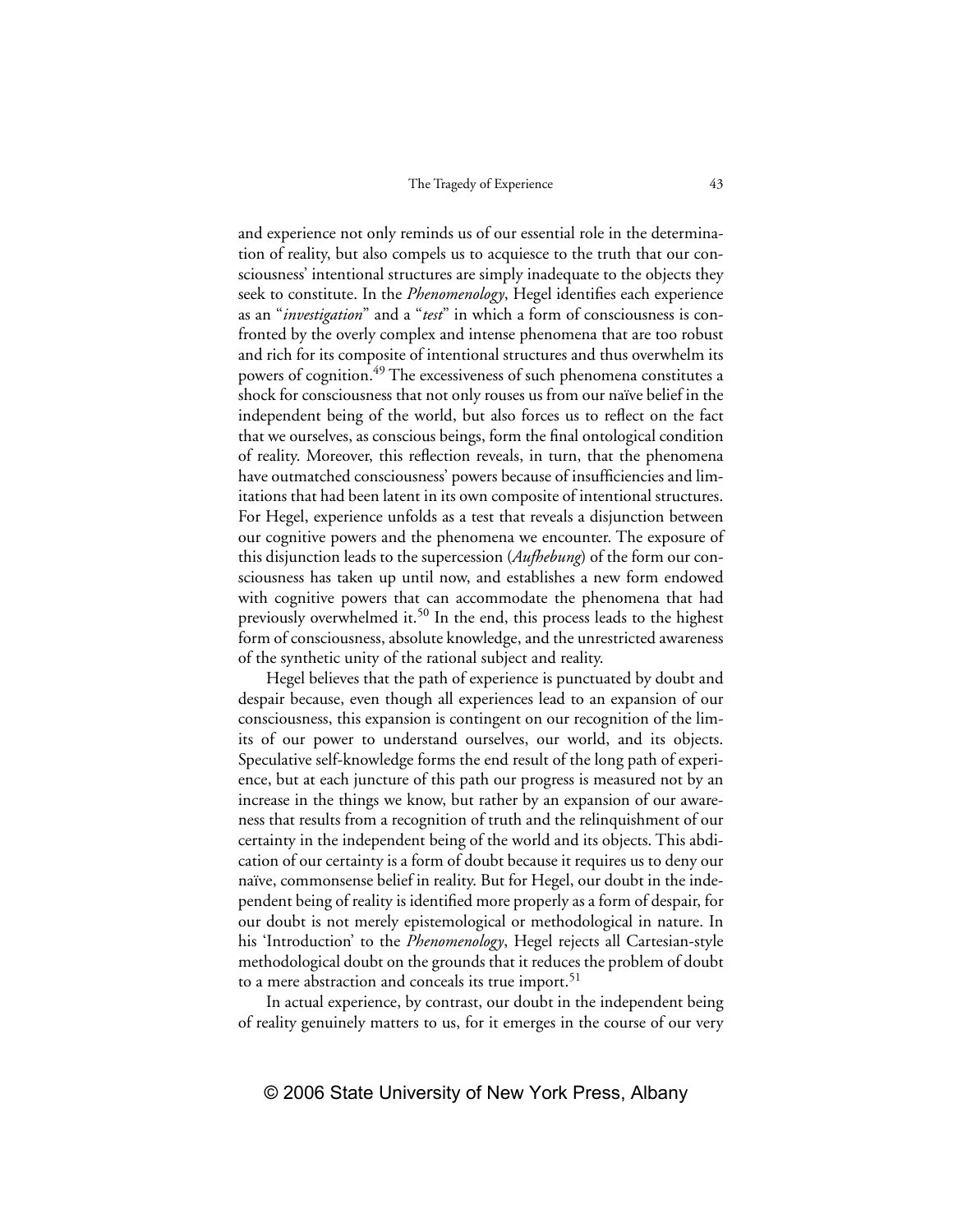and experience not only reminds us of our essential role in the determination of reality, but also compels us to acquiesce to the truth that our consciousness' intentional structures are simply inadequate to the objects they seek to constitute. In the *Phenomenology*, Hegel identifies each experience as an "*investigation*" and a "*test*" in which a form of consciousness is confronted by the overly complex and intense phenomena that are too robust and rich for its composite of intentional structures and thus overwhelm its powers of cognition.[49] The excessiveness of such phenomena constitutes a shock for consciousness that not only rouses us from our naïve belief in the independent being of the world, but also forces us to reflect on the fact that we ourselves, as conscious beings, form the final ontological condition of reality. Moreover, this reflection reveals, in turn, that the phenomena have outmatched consciousness' powers because of insufficiencies and limitations that had been latent in its own composite of intentional structures. For Hegel, experience unfolds as a test that reveals a disjunction between our cognitive powers and the phenomena we encounter. The exposure of this disjunction leads to the supercession (*Aufhebung*) of the form our consciousness has taken up until now, and establishes a new form endowed with cognitive powers that can accommodate the phenomena that had previously overwhelmed it.[50] In the end, this process leads to the highest form of consciousness, absolute knowledge, and the unrestricted awareness of the synthetic unity of the rational subject and reality.

Hegel believes that the path of experience is punctuated by doubt and despair because, even though all experiences lead to an expansion of our consciousness, this expansion is contingent on our recognition of the limits of our power to understand ourselves, our world, and its objects. Speculative self-knowledge forms the end result of the long path of experience, but at each juncture of this path our progress is measured not by an increase in the things we know, but rather by an expansion of our awareness that results from a recognition of truth and the relinquishment of our certainty in the independent being of the world and its objects. This abdication of our certainty is a form of doubt because it requires us to deny our naïve, commonsense belief in reality. But for Hegel, our doubt in the independent being of reality is identified more properly as a form of despair, for our doubt is not merely epistemological or methodological in nature. In his 'Introduction' to the *Phenomenology*, Hegel rejects all Cartesian-style methodological doubt on the grounds that it reduces the problem of doubt to a mere abstraction and conceals its true import.[51]

In actual experience, by contrast, our doubt in the independent being of reality genuinely matters to us, for it emerges in the course of our very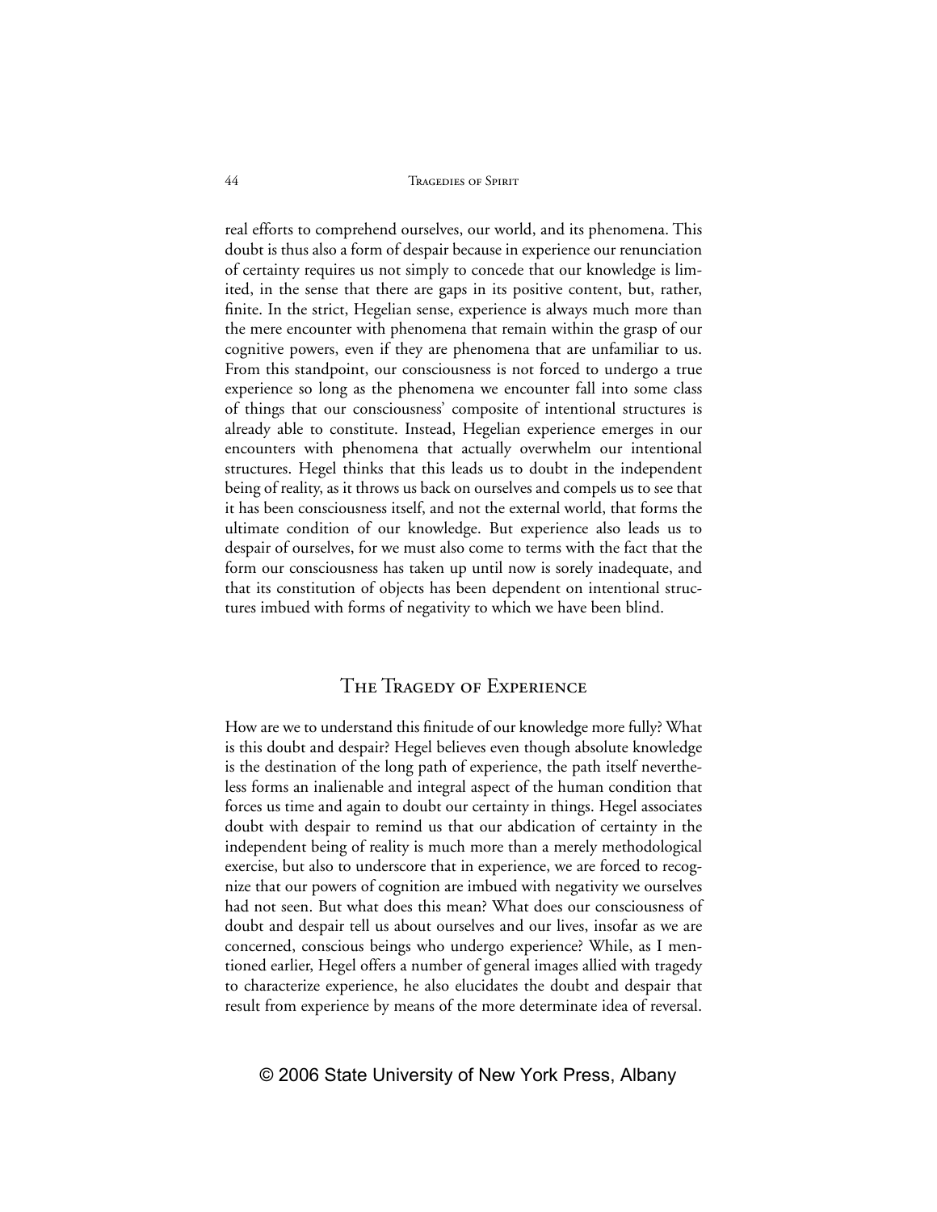real efforts to comprehend ourselves, our world, and its phenomena. This doubt is thus also a form of despair because in experience our renunciation of certainty requires us not simply to concede that our knowledge is limited, in the sense that there are gaps in its positive content, but, rather, finite. In the strict, Hegelian sense, experience is always much more than the mere encounter with phenomena that remain within the grasp of our cognitive powers, even if they are phenomena that are unfamiliar to us. From this standpoint, our consciousness is not forced to undergo a true experience so long as the phenomena we encounter fall into some class of things that our consciousness' composite of intentional structures is already able to constitute. Instead, Hegelian experience emerges in our encounters with phenomena that actually overwhelm our intentional structures. Hegel thinks that this leads us to doubt in the independent being of reality, as it throws us back on ourselves and compels us to see that it has been consciousness itself, and not the external world, that forms the ultimate condition of our knowledge. But experience also leads us to despair of ourselves, for we must also come to terms with the fact that the form our consciousness has taken up until now is sorely inadequate, and that its constitution of objects has been dependent on intentional structures imbued with forms of negativity to which we have been blind.

## The Tragedy of Experience

How are we to understand this finitude of our knowledge more fully? What is this doubt and despair? Hegel believes even though absolute knowledge is the destination of the long path of experience, the path itself nevertheless forms an inalienable and integral aspect of the human condition that forces us time and again to doubt our certainty in things. Hegel associates doubt with despair to remind us that our abdication of certainty in the independent being of reality is much more than a merely methodological exercise, but also to underscore that in experience, we are forced to recognize that our powers of cognition are imbued with negativity we ourselves had not seen. But what does this mean? What does our consciousness of doubt and despair tell us about ourselves and our lives, insofar as we are concerned, conscious beings who undergo experience? While, as I mentioned earlier, Hegel offers a number of general images allied with tragedy to characterize experience, he also elucidates the doubt and despair that result from experience by means of the more determinate idea of reversal.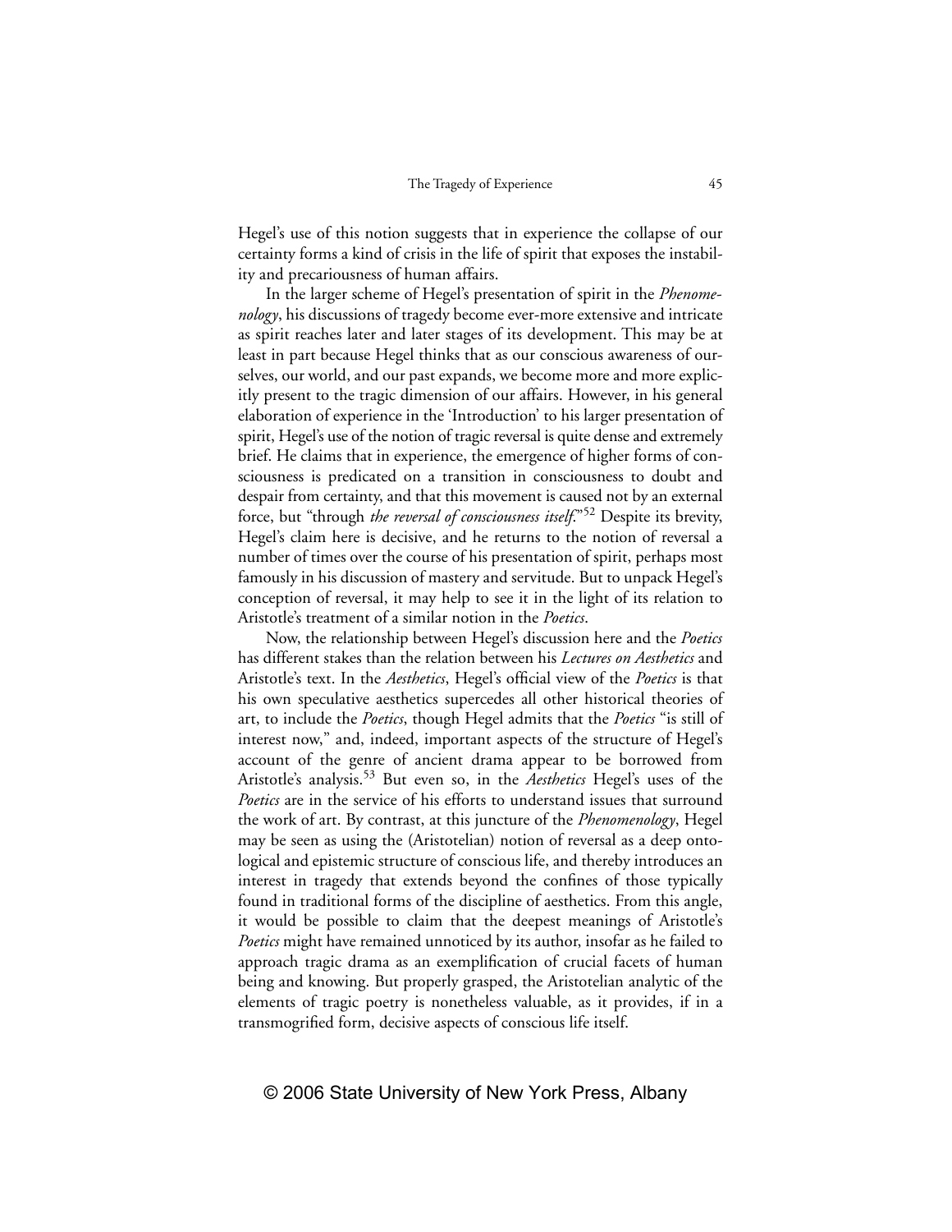Hegel's use of this notion suggests that in experience the collapse of our certainty forms a kind of crisis in the life of spirit that exposes the instability and precariousness of human affairs.

In the larger scheme of Hegel's presentation of spirit in the *Phenomenology*, his discussions of tragedy become ever-more extensive and intricate as spirit reaches later and later stages of its development. This may be at least in part because Hegel thinks that as our conscious awareness of ourselves, our world, and our past expands, we become more and more explicitly present to the tragic dimension of our affairs. However, in his general elaboration of experience in the 'Introduction' to his larger presentation of spirit, Hegel's use of the notion of tragic reversal is quite dense and extremely brief. He claims that in experience, the emergence of higher forms of consciousness is predicated on a transition in consciousness to doubt and despair from certainty, and that this movement is caused not by an external force, but "through *the reversal of consciousness itself*."[52] Despite its brevity, Hegel's claim here is decisive, and he returns to the notion of reversal a number of times over the course of his presentation of spirit, perhaps most famously in his discussion of mastery and servitude. But to unpack Hegel's conception of reversal, it may help to see it in the light of its relation to Aristotle's treatment of a similar notion in the *Poetics*.

Now, the relationship between Hegel's discussion here and the *Poetics* has different stakes than the relation between his *Lectures on Aesthetics* and Aristotle's text. In the *Aesthetics*, Hegel's official view of the *Poetics* is that his own speculative aesthetics supercedes all other historical theories of art, to include the *Poetics*, though Hegel admits that the *Poetics* "is still of interest now," and, indeed, important aspects of the structure of Hegel's account of the genre of ancient drama appear to be borrowed from Aristotle's analysis.[53] But even so, in the *Aesthetics* Hegel's uses of the *Poetics* are in the service of his efforts to understand issues that surround the work of art. By contrast, at this juncture of the *Phenomenology*, Hegel may be seen as using the (Aristotelian) notion of reversal as a deep ontological and epistemic structure of conscious life, and thereby introduces an interest in tragedy that extends beyond the confines of those typically found in traditional forms of the discipline of aesthetics. From this angle, it would be possible to claim that the deepest meanings of Aristotle's *Poetics* might have remained unnoticed by its author, insofar as he failed to approach tragic drama as an exemplification of crucial facets of human being and knowing. But properly grasped, the Aristotelian analytic of the elements of tragic poetry is nonetheless valuable, as it provides, if in a transmogrified form, decisive aspects of conscious life itself.

© 2006 State University of New York Press, Albany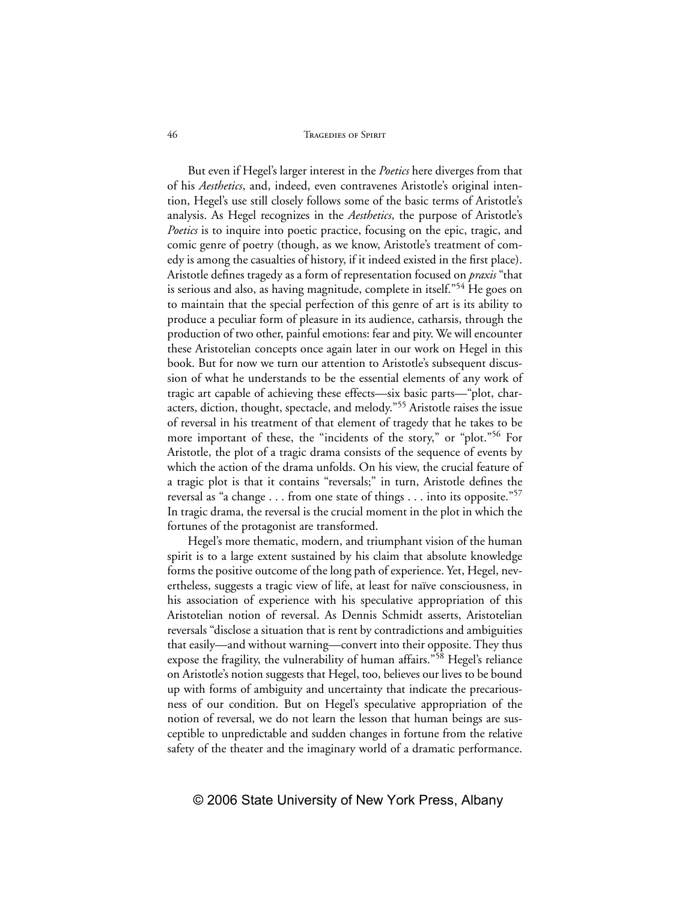But even if Hegel's larger interest in the *Poetics* here diverges from that of his *Aesthetics*, and, indeed, even contravenes Aristotle's original intention, Hegel's use still closely follows some of the basic terms of Aristotle's analysis. As Hegel recognizes in the *Aesthetics*, the purpose of Aristotle's *Poetics* is to inquire into poetic practice, focusing on the epic, tragic, and comic genre of poetry (though, as we know, Aristotle's treatment of comedy is among the casualties of history, if it indeed existed in the first place). Aristotle defines tragedy as a form of representation focused on *praxis* "that is serious and also, as having magnitude, complete in itself."[54] He goes on to maintain that the special perfection of this genre of art is its ability to produce a peculiar form of pleasure in its audience, catharsis, through the production of two other, painful emotions: fear and pity. We will encounter these Aristotelian concepts once again later in our work on Hegel in this book. But for now we turn our attention to Aristotle's subsequent discussion of what he understands to be the essential elements of any work of tragic art capable of achieving these effects—six basic parts—"plot, characters, diction, thought, spectacle, and melody."[55] Aristotle raises the issue of reversal in his treatment of that element of tragedy that he takes to be more important of these, the "incidents of the story," or "plot."[56] For Aristotle, the plot of a tragic drama consists of the sequence of events by which the action of the drama unfolds. On his view, the crucial feature of a tragic plot is that it contains "reversals;" in turn, Aristotle defines the reversal as "a change . . . from one state of things . . . into its opposite."[57] In tragic drama, the reversal is the crucial moment in the plot in which the fortunes of the protagonist are transformed.

Hegel's more thematic, modern, and triumphant vision of the human spirit is to a large extent sustained by his claim that absolute knowledge forms the positive outcome of the long path of experience. Yet, Hegel, nevertheless, suggests a tragic view of life, at least for naïve consciousness, in his association of experience with his speculative appropriation of this Aristotelian notion of reversal. As Dennis Schmidt asserts, Aristotelian reversals "disclose a situation that is rent by contradictions and ambiguities that easily—and without warning—convert into their opposite. They thus expose the fragility, the vulnerability of human affairs."[58] Hegel's reliance on Aristotle's notion suggests that Hegel, too, believes our lives to be bound up with forms of ambiguity and uncertainty that indicate the precariousness of our condition. But on Hegel's speculative appropriation of the notion of reversal, we do not learn the lesson that human beings are susceptible to unpredictable and sudden changes in fortune from the relative safety of the theater and the imaginary world of a dramatic performance.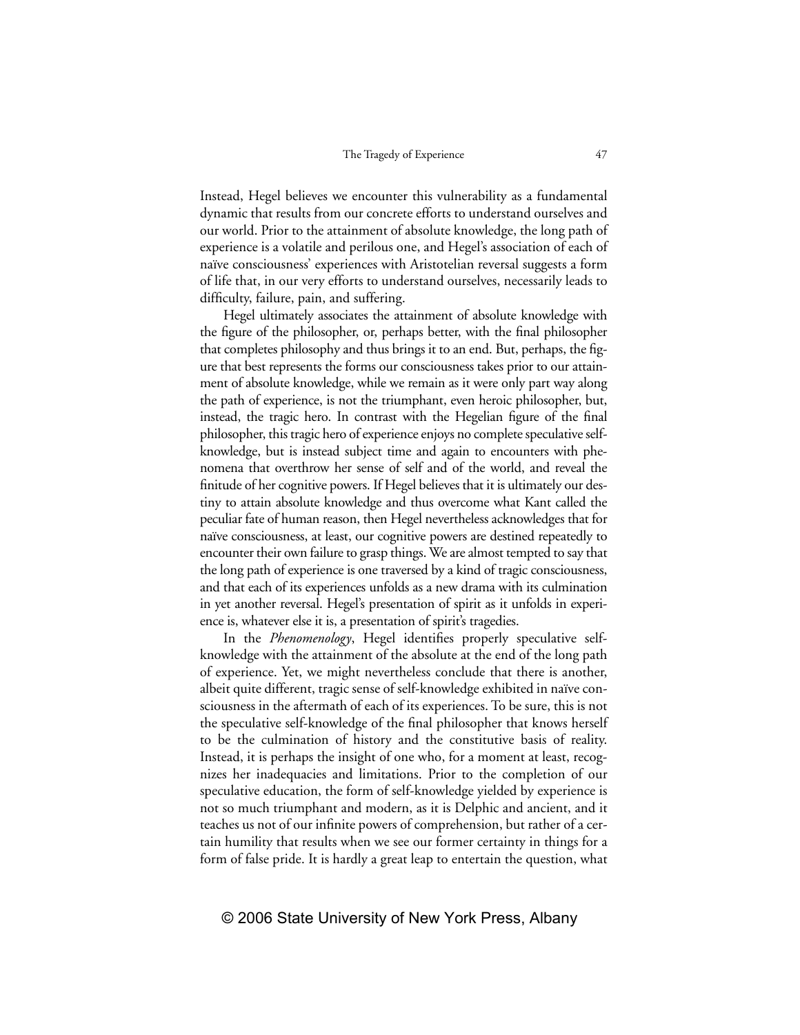Instead, Hegel believes we encounter this vulnerability as a fundamental dynamic that results from our concrete efforts to understand ourselves and our world. Prior to the attainment of absolute knowledge, the long path of experience is a volatile and perilous one, and Hegel's association of each of naïve consciousness' experiences with Aristotelian reversal suggests a form of life that, in our very efforts to understand ourselves, necessarily leads to difficulty, failure, pain, and suffering.

Hegel ultimately associates the attainment of absolute knowledge with the figure of the philosopher, or, perhaps better, with the final philosopher that completes philosophy and thus brings it to an end. But, perhaps, the figure that best represents the forms our consciousness takes prior to our attainment of absolute knowledge, while we remain as it were only part way along the path of experience, is not the triumphant, even heroic philosopher, but, instead, the tragic hero. In contrast with the Hegelian figure of the final philosopher, this tragic hero of experience enjoys no complete speculative self-knowledge, but is instead subject time and again to encounters with phenomena that overthrow her sense of self and of the world, and reveal the finitude of her cognitive powers. If Hegel believes that it is ultimately our destiny to attain absolute knowledge and thus overcome what Kant called the peculiar fate of human reason, then Hegel nevertheless acknowledges that for naïve consciousness, at least, our cognitive powers are destined repeatedly to encounter their own failure to grasp things. We are almost tempted to say that the long path of experience is one traversed by a kind of tragic consciousness, and that each of its experiences unfolds as a new drama with its culmination in yet another reversal. Hegel's presentation of spirit as it unfolds in experience is, whatever else it is, a presentation of spirit's tragedies.

In the *Phenomenology*, Hegel identifies properly speculative self-knowledge with the attainment of the absolute at the end of the long path of experience. Yet, we might nevertheless conclude that there is another, albeit quite different, tragic sense of self-knowledge exhibited in naïve consciousness in the aftermath of each of its experiences. To be sure, this is not the speculative self-knowledge of the final philosopher that knows herself to be the culmination of history and the constitutive basis of reality. Instead, it is perhaps the insight of one who, for a moment at least, recognizes her inadequacies and limitations. Prior to the completion of our speculative education, the form of self-knowledge yielded by experience is not so much triumphant and modern, as it is Delphic and ancient, and it teaches us not of our infinite powers of comprehension, but rather of a certain humility that results when we see our former certainty in things for a form of false pride. It is hardly a great leap to entertain the question, what

© 2006 State University of New York Press, Albany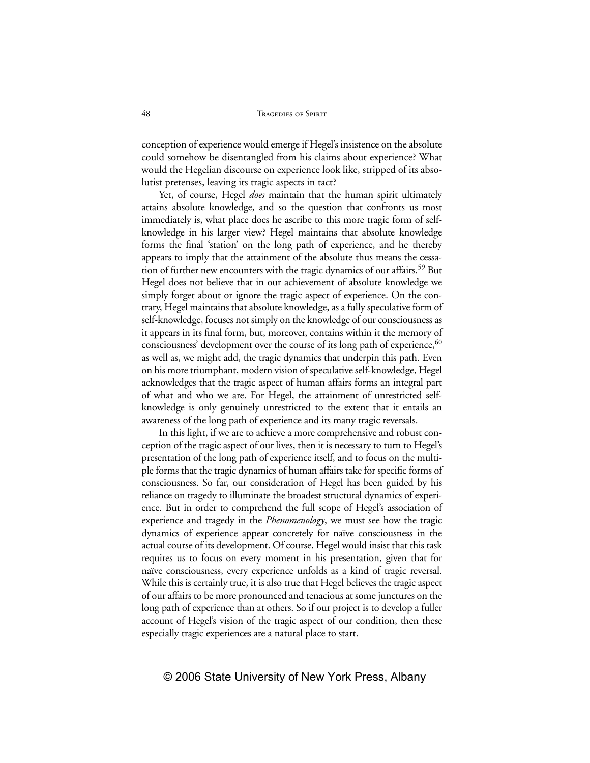conception of experience would emerge if Hegel's insistence on the absolute could somehow be disentangled from his claims about experience? What would the Hegelian discourse on experience look like, stripped of its absolutist pretenses, leaving its tragic aspects in tact?

Yet, of course, Hegel *does* maintain that the human spirit ultimately attains absolute knowledge, and so the question that confronts us most immediately is, what place does he ascribe to this more tragic form of self-knowledge in his larger view? Hegel maintains that absolute knowledge forms the final 'station' on the long path of experience, and he thereby appears to imply that the attainment of the absolute thus means the cessation of further new encounters with the tragic dynamics of our affairs.[59] But Hegel does not believe that in our achievement of absolute knowledge we simply forget about or ignore the tragic aspect of experience. On the contrary, Hegel maintains that absolute knowledge, as a fully speculative form of self-knowledge, focuses not simply on the knowledge of our consciousness as it appears in its final form, but, moreover, contains within it the memory of consciousness' development over the course of its long path of experience,[60] as well as, we might add, the tragic dynamics that underpin this path. Even on his more triumphant, modern vision of speculative self-knowledge, Hegel acknowledges that the tragic aspect of human affairs forms an integral part of what and who we are. For Hegel, the attainment of unrestricted self-knowledge is only genuinely unrestricted to the extent that it entails an awareness of the long path of experience and its many tragic reversals.

In this light, if we are to achieve a more comprehensive and robust conception of the tragic aspect of our lives, then it is necessary to turn to Hegel's presentation of the long path of experience itself, and to focus on the multiple forms that the tragic dynamics of human affairs take for specific forms of consciousness. So far, our consideration of Hegel has been guided by his reliance on tragedy to illuminate the broadest structural dynamics of experience. But in order to comprehend the full scope of Hegel's association of experience and tragedy in the *Phenomenology*, we must see how the tragic dynamics of experience appear concretely for naïve consciousness in the actual course of its development. Of course, Hegel would insist that this task requires us to focus on every moment in his presentation, given that for naïve consciousness, every experience unfolds as a kind of tragic reversal. While this is certainly true, it is also true that Hegel believes the tragic aspect of our affairs to be more pronounced and tenacious at some junctures on the long path of experience than at others. So if our project is to develop a fuller account of Hegel's vision of the tragic aspect of our condition, then these especially tragic experiences are a natural place to start.

© 2006 State University of New York Press, Albany